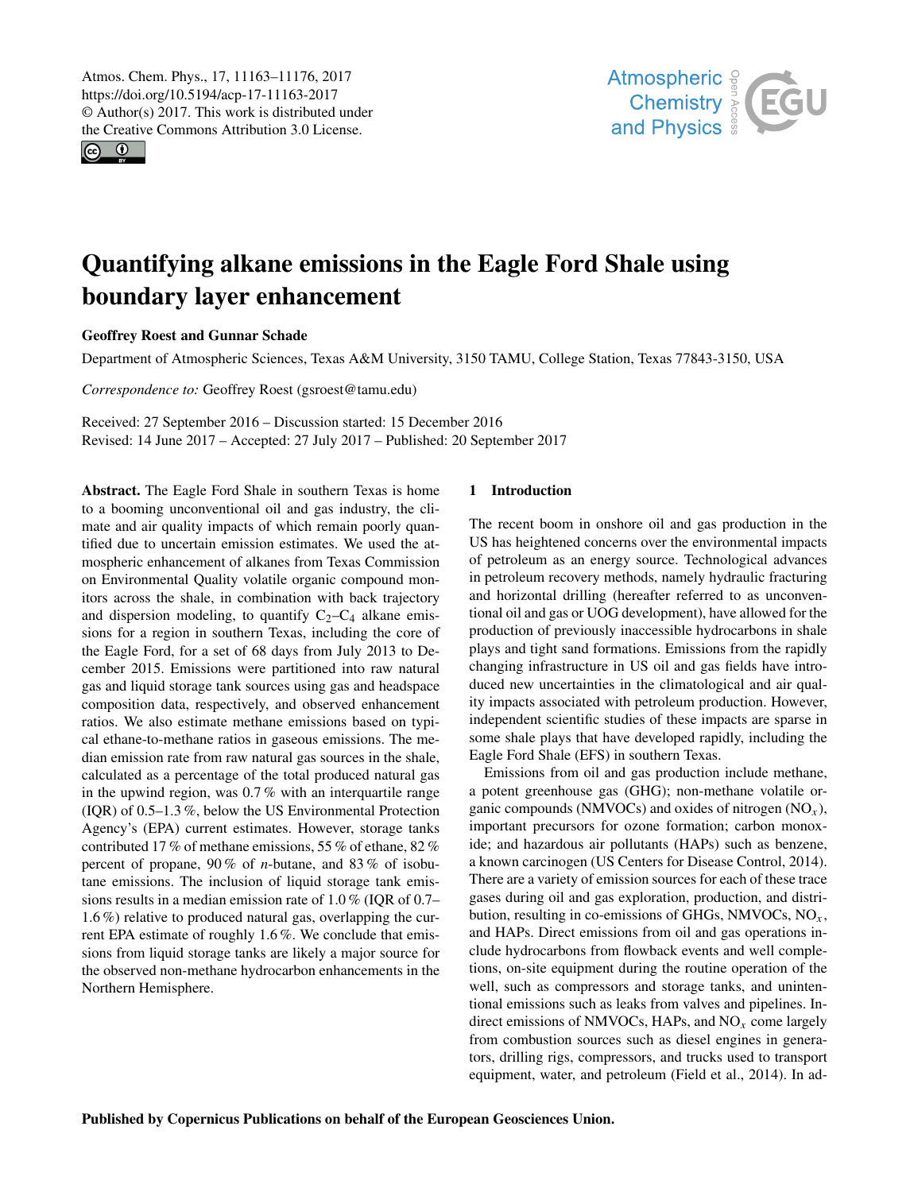# Quantifying alkane emissions in the Eagle Ford Shale using boundary layer enhancement

**Geoffrey Roest and Gunnar Schade**

Department of Atmospheric Sciences, Texas A&M University, 3150 TAMU, College Station, Texas 77843-3150, USA

*Correspondence to:* Geoffrey Roest (gsroest@tamu.edu)

Received: 27 September 2016 – Discussion started: 15 December 2016
Revised: 14 June 2017 – Accepted: 27 July 2017 – Published: 20 September 2017

**Abstract.** The Eagle Ford Shale in southern Texas is home to a booming unconventional oil and gas industry, the climate and air quality impacts of which remain poorly quantified due to uncertain emission estimates. We used the atmospheric enhancement of alkanes from Texas Commission on Environmental Quality volatile organic compound monitors across the shale, in combination with back trajectory and dispersion modeling, to quantify $C_2$–$C_4$ alkane emissions for a region in southern Texas, including the core of the Eagle Ford, for a set of 68 days from July 2013 to December 2015. Emissions were partitioned into raw natural gas and liquid storage tank sources using gas and headspace composition data, respectively, and observed enhancement ratios. We also estimate methane emissions based on typical ethane-to-methane ratios in gaseous emissions. The median emission rate from raw natural gas sources in the shale, calculated as a percentage of the total produced natural gas in the upwind region, was 0.7 % with an interquartile range (IQR) of 0.5–1.3 %, below the US Environmental Protection Agency's (EPA) current estimates. However, storage tanks contributed 17 % of methane emissions, 55 % of ethane, 82 % percent of propane, 90 % of *n*-butane, and 83 % of isobutane emissions. The inclusion of liquid storage tank emissions results in a median emission rate of 1.0 % (IQR of 0.7–1.6 %) relative to produced natural gas, overlapping the current EPA estimate of roughly 1.6 %. We conclude that emissions from liquid storage tanks are likely a major source for the observed non-methane hydrocarbon enhancements in the Northern Hemisphere.

## 1 Introduction

The recent boom in onshore oil and gas production in the US has heightened concerns over the environmental impacts of petroleum as an energy source. Technological advances in petroleum recovery methods, namely hydraulic fracturing and horizontal drilling (hereafter referred to as unconventional oil and gas or UOG development), have allowed for the production of previously inaccessible hydrocarbons in shale plays and tight sand formations. Emissions from the rapidly changing infrastructure in US oil and gas fields have introduced new uncertainties in the climatological and air quality impacts associated with petroleum production. However, independent scientific studies of these impacts are sparse in some shale plays that have developed rapidly, including the Eagle Ford Shale (EFS) in southern Texas.

Emissions from oil and gas production include methane, a potent greenhouse gas (GHG); non-methane volatile organic compounds (NMVOCs) and oxides of nitrogen ($NO_x$), important precursors for ozone formation; carbon monoxide; and hazardous air pollutants (HAPs) such as benzene, a known carcinogen (US Centers for Disease Control, 2014). There are a variety of emission sources for each of these trace gases during oil and gas exploration, production, and distribution, resulting in co-emissions of GHGs, NMVOCs, $NO_x$, and HAPs. Direct emissions from oil and gas operations include hydrocarbons from flowback events and well completions, on-site equipment during the routine operation of the well, such as compressors and storage tanks, and unintentional emissions such as leaks from valves and pipelines. Indirect emissions of NMVOCs, HAPs, and $NO_x$ come largely from combustion sources such as diesel engines in generators, drilling rigs, compressors, and trucks used to transport equipment, water, and petroleum (Field et al., 2014). In ad-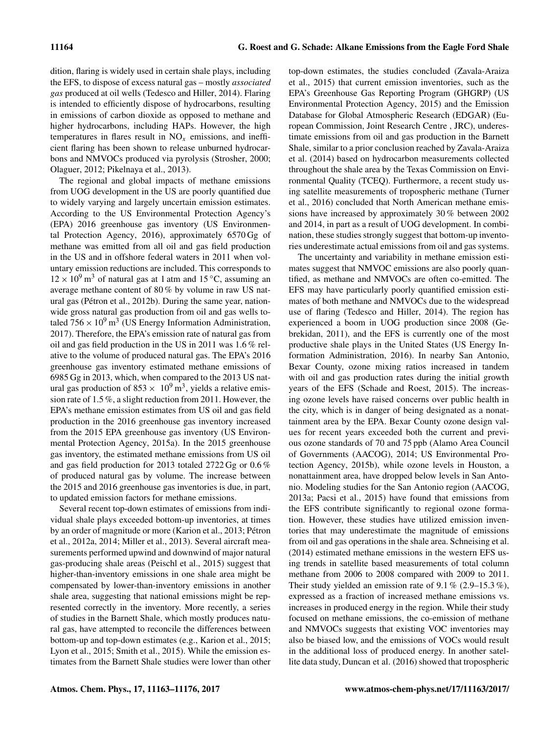dition, flaring is widely used in certain shale plays, including the EFS, to dispose of excess natural gas – mostly *associated gas* produced at oil wells (Tedesco and Hiller, 2014). Flaring is intended to efficiently dispose of hydrocarbons, resulting in emissions of carbon dioxide as opposed to methane and higher hydrocarbons, including HAPs. However, the high temperatures in flares result in $NO_x$ emissions, and inefficient flaring has been shown to release unburned hydrocarbons and NMVOCs produced via pyrolysis (Strosher, 2000; Olaguer, 2012; Pikelnaya et al., 2013).

The regional and global impacts of methane emissions from UOG development in the US are poorly quantified due to widely varying and largely uncertain emission estimates. According to the US Environmental Protection Agency's (EPA) 2016 greenhouse gas inventory (US Environmental Protection Agency, 2016), approximately 6570 Gg of methane was emitted from all oil and gas field production in the US and in offshore federal waters in 2011 when voluntary emission reductions are included. This corresponds to $12 \times 10^9\,m^3$ of natural gas at 1 atm and 15 °C, assuming an average methane content of 80 % by volume in raw US natural gas (Pétron et al., 2012b). During the same year, nationwide gross natural gas production from oil and gas wells totaled $756 \times 10^9\,m^3$ (US Energy Information Administration, 2017). Therefore, the EPA's emission rate of natural gas from oil and gas field production in the US in 2011 was 1.6 % relative to the volume of produced natural gas. The EPA's 2016 greenhouse gas inventory estimated methane emissions of 6985 Gg in 2013, which, when compared to the 2013 US natural gas production of $853 \times 10^9\,m^3$, yields a relative emission rate of 1.5 %, a slight reduction from 2011. However, the EPA's methane emission estimates from US oil and gas field production in the 2016 greenhouse gas inventory increased from the 2015 EPA greenhouse gas inventory (US Environmental Protection Agency, 2015a). In the 2015 greenhouse gas inventory, the estimated methane emissions from US oil and gas field production for 2013 totaled 2722 Gg or 0.6 % of produced natural gas by volume. The increase between the 2015 and 2016 greenhouse gas inventories is due, in part, to updated emission factors for methane emissions.

Several recent top-down estimates of emissions from individual shale plays exceeded bottom-up inventories, at times by an order of magnitude or more (Karion et al., 2013; Pétron et al., 2012a, 2014; Miller et al., 2013). Several aircraft measurements performed upwind and downwind of major natural gas-producing shale areas (Peischl et al., 2015) suggest that higher-than-inventory emissions in one shale area might be compensated by lower-than-inventory emissions in another shale area, suggesting that national emissions might be represented correctly in the inventory. More recently, a series of studies in the Barnett Shale, which mostly produces natural gas, have attempted to reconcile the differences between bottom-up and top-down estimates (e.g., Karion et al., 2015; Lyon et al., 2015; Smith et al., 2015). While the emission estimates from the Barnett Shale studies were lower than other top-down estimates, the studies concluded (Zavala-Araiza et al., 2015) that current emission inventories, such as the EPA's Greenhouse Gas Reporting Program (GHGRP) (US Environmental Protection Agency, 2015) and the Emission Database for Global Atmospheric Research (EDGAR) (European Commission, Joint Research Centre , JRC), underestimate emissions from oil and gas production in the Barnett Shale, similar to a prior conclusion reached by Zavala-Araiza et al. (2014) based on hydrocarbon measurements collected throughout the shale area by the Texas Commission on Environmental Quality (TCEQ). Furthermore, a recent study using satellite measurements of tropospheric methane (Turner et al., 2016) concluded that North American methane emissions have increased by approximately 30 % between 2002 and 2014, in part as a result of UOG development. In combination, these studies strongly suggest that bottom-up inventories underestimate actual emissions from oil and gas systems.

The uncertainty and variability in methane emission estimates suggest that NMVOC emissions are also poorly quantified, as methane and NMVOCs are often co-emitted. The EFS may have particularly poorly quantified emission estimates of both methane and NMVOCs due to the widespread use of flaring (Tedesco and Hiller, 2014). The region has experienced a boom in UOG production since 2008 (Gebrekidan, 2011), and the EFS is currently one of the most productive shale plays in the United States (US Energy Information Administration, 2016). In nearby San Antonio, Bexar County, ozone mixing ratios increased in tandem with oil and gas production rates during the initial growth years of the EFS (Schade and Roest, 2015). The increasing ozone levels have raised concerns over public health in the city, which is in danger of being designated as a nonattainment area by the EPA. Bexar County ozone design values for recent years exceeded both the current and previous ozone standards of 70 and 75 ppb (Alamo Area Council of Governments (AACOG), 2014; US Environmental Protection Agency, 2015b), while ozone levels in Houston, a nonattainment area, have dropped below levels in San Antonio. Modeling studies for the San Antonio region (AACOG, 2013a; Pacsi et al., 2015) have found that emissions from the EFS contribute significantly to regional ozone formation. However, these studies have utilized emission inventories that may underestimate the magnitude of emissions from oil and gas operations in the shale area. Schneising et al. (2014) estimated methane emissions in the western EFS using trends in satellite based measurements of total column methane from 2006 to 2008 compared with 2009 to 2011. Their study yielded an emission rate of 9.1 % (2.9–15.3 %), expressed as a fraction of increased methane emissions vs. increases in produced energy in the region. While their study focused on methane emissions, the co-emission of methane and NMVOCs suggests that existing VOC inventories may also be biased low, and the emissions of VOCs would result in the additional loss of produced energy. In another satellite data study, Duncan et al. (2016) showed that tropospheric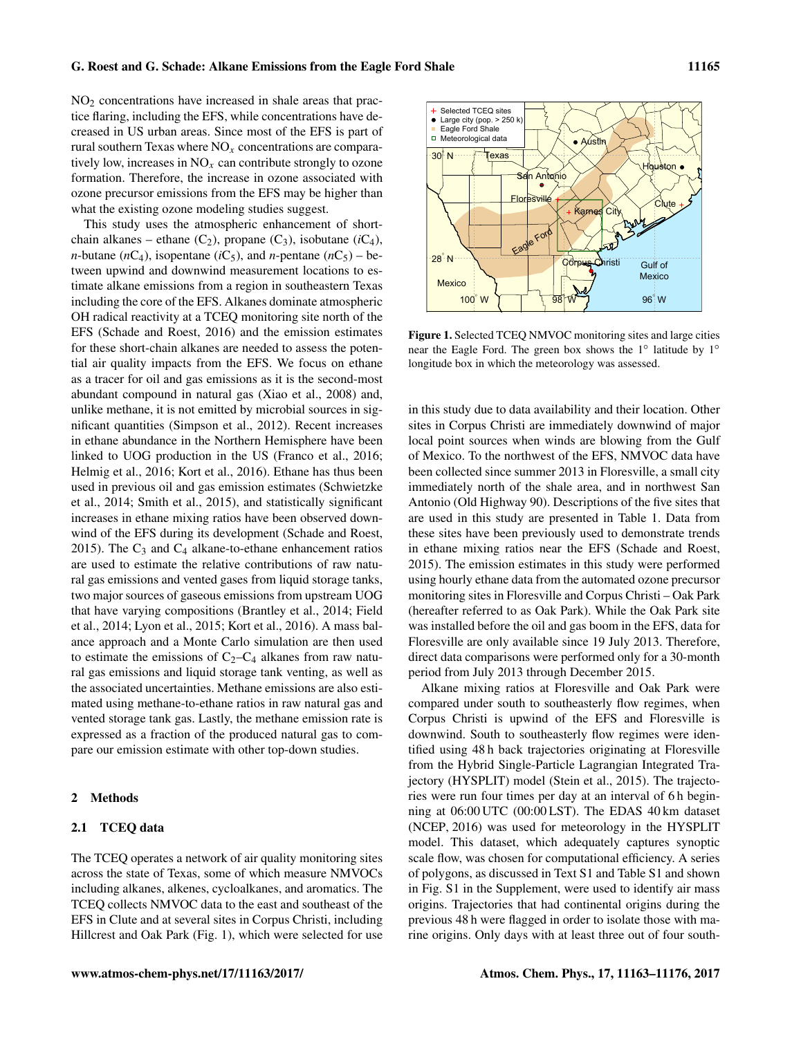$NO_2$ concentrations have increased in shale areas that practice flaring, including the EFS, while concentrations have decreased in US urban areas. Since most of the EFS is part of rural southern Texas where $NO_x$ concentrations are comparatively low, increases in $NO_x$ can contribute strongly to ozone formation. Therefore, the increase in ozone associated with ozone precursor emissions from the EFS may be higher than what the existing ozone modeling studies suggest.

This study uses the atmospheric enhancement of short-chain alkanes – ethane ($C_2$), propane ($C_3$), isobutane ($iC_4$), *n*-butane ($nC_4$), isopentane ($iC_5$), and *n*-pentane ($nC_5$) – between upwind and downwind measurement locations to estimate alkane emissions from a region in southeastern Texas including the core of the EFS. Alkanes dominate atmospheric OH radical reactivity at a TCEQ monitoring site north of the EFS (Schade and Roest, 2016) and the emission estimates for these short-chain alkanes are needed to assess the potential air quality impacts from the EFS. We focus on ethane as a tracer for oil and gas emissions as it is the second-most abundant compound in natural gas (Xiao et al., 2008) and, unlike methane, it is not emitted by microbial sources in significant quantities (Simpson et al., 2012). Recent increases in ethane abundance in the Northern Hemisphere have been linked to UOG production in the US (Franco et al., 2016; Helmig et al., 2016; Kort et al., 2016). Ethane has thus been used in previous oil and gas emission estimates (Schwietzke et al., 2014; Smith et al., 2015), and statistically significant increases in ethane mixing ratios have been observed downwind of the EFS during its development (Schade and Roest, 2015). The $C_3$ and $C_4$ alkane-to-ethane enhancement ratios are used to estimate the relative contributions of raw natural gas emissions and vented gases from liquid storage tanks, two major sources of gaseous emissions from upstream UOG that have varying compositions (Brantley et al., 2014; Field et al., 2014; Lyon et al., 2015; Kort et al., 2016). A mass balance approach and a Monte Carlo simulation are then used to estimate the emissions of $C_2$–$C_4$ alkanes from raw natural gas emissions and liquid storage tank venting, as well as the associated uncertainties. Methane emissions are also estimated using methane-to-ethane ratios in raw natural gas and vented storage tank gas. Lastly, the methane emission rate is expressed as a fraction of the produced natural gas to compare our emission estimate with other top-down studies.

## 2 Methods

### 2.1 TCEQ data

The TCEQ operates a network of air quality monitoring sites across the state of Texas, some of which measure NMVOCs including alkanes, alkenes, cycloalkanes, and aromatics. The TCEQ collects NMVOC data to the east and southeast of the EFS in Clute and at several sites in Corpus Christi, including Hillcrest and Oak Park (Fig. 1), which were selected for use in this study due to data availability and their location. Other sites in Corpus Christi are immediately downwind of major local point sources when winds are blowing from the Gulf of Mexico. To the northwest of the EFS, NMVOC data have been collected since summer 2013 in Floresville, a small city immediately north of the shale area, and in northwest San Antonio (Old Highway 90). Descriptions of the five sites that are used in this study are presented in Table 1. Data from these sites have been previously used to demonstrate trends in ethane mixing ratios near the EFS (Schade and Roest, 2015). The emission estimates in this study were performed using hourly ethane data from the automated ozone precursor monitoring sites in Floresville and Corpus Christi – Oak Park (hereafter referred to as Oak Park). While the Oak Park site was installed before the oil and gas boom in the EFS, data for Floresville are only available since 19 July 2013. Therefore, direct data comparisons were performed only for a 30-month period from July 2013 through December 2015.

Figure 1. Selected TCEQ NMVOC monitoring sites and large cities near the Eagle Ford. The green box shows the 1° latitude by 1° longitude box in which the meteorology was assessed.

Alkane mixing ratios at Floresville and Oak Park were compared under south to southeasterly flow regimes, when Corpus Christi is upwind of the EFS and Floresville is downwind. South to southeasterly flow regimes were identified using 48 h back trajectories originating at Floresville from the Hybrid Single-Particle Lagrangian Integrated Trajectory (HYSPLIT) model (Stein et al., 2015). The trajectories were run four times per day at an interval of 6 h beginning at 06:00 UTC (00:00 LST). The EDAS 40 km dataset (NCEP, 2016) was used for meteorology in the HYSPLIT model. This dataset, which adequately captures synoptic scale flow, was chosen for computational efficiency. A series of polygons, as discussed in Text S1 and Table S1 and shown in Fig. S1 in the Supplement, were used to identify air mass origins. Trajectories that had continental origins during the previous 48 h were flagged in order to isolate those with marine origins. Only days with at least three out of four south-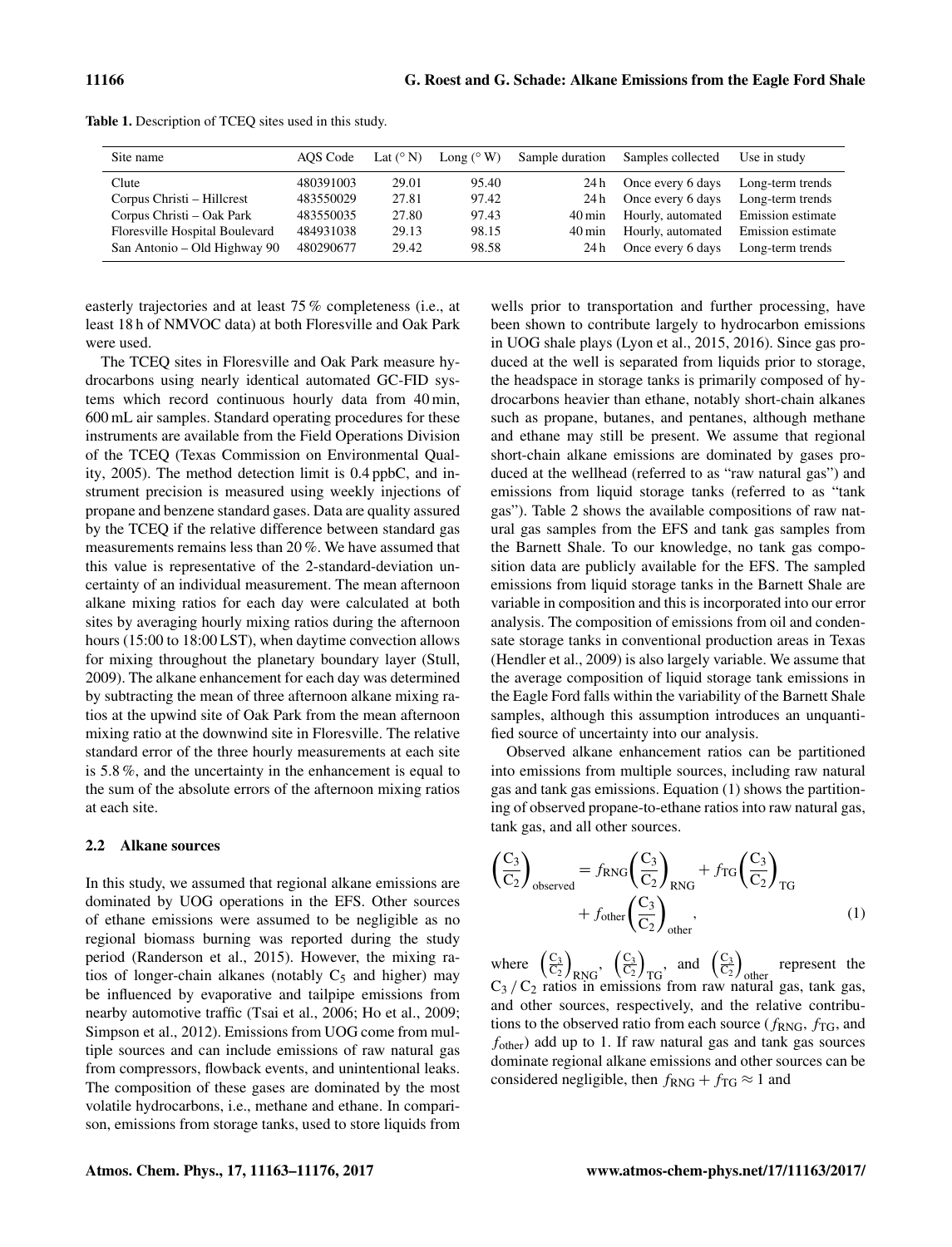**Table 1.** Description of TCEQ sites used in this study.

| Site name | AQS Code | Lat (° N) | Long (° W) | Sample duration | Samples collected | Use in study |
|---|---|---|---|---|---|---|
| Clute | 480391003 | 29.01 | 95.40 | 24 h | Once every 6 days | Long-term trends |
| Corpus Christi – Hillcrest | 483550029 | 27.81 | 97.42 | 24 h | Once every 6 days | Long-term trends |
| Corpus Christi – Oak Park | 483550035 | 27.80 | 97.43 | 40 min | Hourly, automated | Emission estimate |
| Floresville Hospital Boulevard | 484931038 | 29.13 | 98.15 | 40 min | Hourly, automated | Emission estimate |
| San Antonio – Old Highway 90 | 480290677 | 29.42 | 98.58 | 24 h | Once every 6 days | Long-term trends |

easterly trajectories and at least 75 % completeness (i.e., at least 18 h of NMVOC data) at both Floresville and Oak Park were used.

The TCEQ sites in Floresville and Oak Park measure hydrocarbons using nearly identical automated GC-FID systems which record continuous hourly data from 40 min, 600 mL air samples. Standard operating procedures for these instruments are available from the Field Operations Division of the TCEQ (Texas Commission on Environmental Quality, 2005). The method detection limit is 0.4 ppbC, and instrument precision is measured using weekly injections of propane and benzene standard gases. Data are quality assured by the TCEQ if the relative difference between standard gas measurements remains less than 20 %. We have assumed that this value is representative of the 2-standard-deviation uncertainty of an individual measurement. The mean afternoon alkane mixing ratios for each day were calculated at both sites by averaging hourly mixing ratios during the afternoon hours (15:00 to 18:00 LST), when daytime convection allows for mixing throughout the planetary boundary layer (Stull, 2009). The alkane enhancement for each day was determined by subtracting the mean of three afternoon alkane mixing ratios at the upwind site of Oak Park from the mean afternoon mixing ratio at the downwind site in Floresville. The relative standard error of the three hourly measurements at each site is 5.8 %, and the uncertainty in the enhancement is equal to the sum of the absolute errors of the afternoon mixing ratios at each site.

### 2.2 Alkane sources

In this study, we assumed that regional alkane emissions are dominated by UOG operations in the EFS. Other sources of ethane emissions were assumed to be negligible as no regional biomass burning was reported during the study period (Randerson et al., 2015). However, the mixing ratios of longer-chain alkanes (notably $C_5$ and higher) may be influenced by evaporative and tailpipe emissions from nearby automotive traffic (Tsai et al., 2006; Ho et al., 2009; Simpson et al., 2012). Emissions from UOG come from multiple sources and can include emissions of raw natural gas from compressors, flowback events, and unintentional leaks. The composition of these gases are dominated by the most volatile hydrocarbons, i.e., methane and ethane. In comparison, emissions from storage tanks, used to store liquids from wells prior to transportation and further processing, have been shown to contribute largely to hydrocarbon emissions in UOG shale plays (Lyon et al., 2015, 2016). Since gas produced at the well is separated from liquids prior to storage, the headspace in storage tanks is primarily composed of hydrocarbons heavier than ethane, notably short-chain alkanes such as propane, butanes, and pentanes, although methane and ethane may still be present. We assume that regional short-chain alkane emissions are dominated by gases produced at the wellhead (referred to as "raw natural gas") and emissions from liquid storage tanks (referred to as "tank gas"). Table 2 shows the available compositions of raw natural gas samples from the EFS and tank gas samples from the Barnett Shale. To our knowledge, no tank gas composition data are publicly available for the EFS. The sampled emissions from liquid storage tanks in the Barnett Shale are variable in composition and this is incorporated into our error analysis. The composition of emissions from oil and condensate storage tanks in conventional production areas in Texas (Hendler et al., 2009) is also largely variable. We assume that the average composition of liquid storage tank emissions in the Eagle Ford falls within the variability of the Barnett Shale samples, although this assumption introduces an unquantified source of uncertainty into our analysis.

Observed alkane enhancement ratios can be partitioned into emissions from multiple sources, including raw natural gas and tank gas emissions. Equation (1) shows the partitioning of observed propane-to-ethane ratios into raw natural gas, tank gas, and all other sources.

$$\left(\frac{C_3}{C_2}\right)_{\text{observed}} = f_{\text{RNG}}\left(\frac{C_3}{C_2}\right)_{\text{RNG}} + f_{\text{TG}}\left(\frac{C_3}{C_2}\right)_{\text{TG}} + f_{\text{other}}\left(\frac{C_3}{C_2}\right)_{\text{other}}, \quad (1)$$

where $\left(\frac{C_3}{C_2}\right)_{\text{RNG}}$, $\left(\frac{C_3}{C_2}\right)_{\text{TG}}$, and $\left(\frac{C_3}{C_2}\right)_{\text{other}}$ represent the $C_3\,/\,C_2$ ratios in emissions from raw natural gas, tank gas, and other sources, respectively, and the relative contributions to the observed ratio from each source ($f_{\text{RNG}}$, $f_{\text{TG}}$, and $f_{\text{other}}$) add up to 1. If raw natural gas and tank gas sources dominate regional alkane emissions and other sources can be considered negligible, then $f_{\text{RNG}} + f_{\text{TG}} \approx 1$ and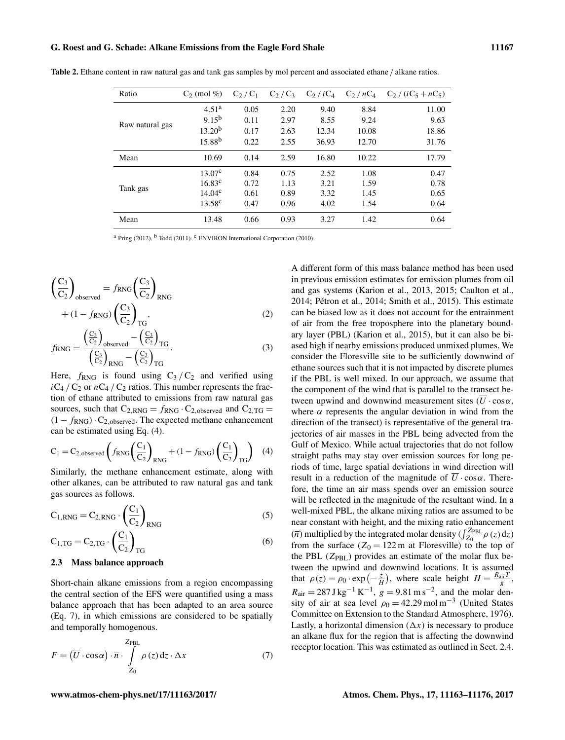**Table 2.** Ethane content in raw natural gas and tank gas samples by mol percent and associated ethane / alkane ratios.

| Ratio | $C_2$ (mol %) | $C_2 / C_1$ | $C_2 / C_3$ | $C_2 / iC_4$ | $C_2 / nC_4$ | $C_2 / (iC_5 + nC_5)$ |
|---|---|---|---|---|---|---|
| Raw natural gas | 4.51[a] | 0.05 | 2.20 | 9.40 | 8.84 | 11.00 |
| | 9.15[b] | 0.11 | 2.97 | 8.55 | 9.24 | 9.63 |
| | 13.20[b] | 0.17 | 2.63 | 12.34 | 10.08 | 18.86 |
| | 15.88[b] | 0.22 | 2.55 | 36.93 | 12.70 | 31.76 |
| Mean | 10.69 | 0.14 | 2.59 | 16.80 | 10.22 | 17.79 |
| Tank gas | 13.07[c] | 0.84 | 0.75 | 2.52 | 1.08 | 0.47 |
| | 16.83[c] | 0.72 | 1.13 | 3.21 | 1.59 | 0.78 |
| | 14.04[c] | 0.61 | 0.89 | 3.32 | 1.45 | 0.65 |
| | 13.58[c] | 0.47 | 0.96 | 4.02 | 1.54 | 0.64 |
| Mean | 13.48 | 0.66 | 0.93 | 3.27 | 1.42 | 0.64 |

[a] Pring (2012). [b] Todd (2011). [c] ENVIRON International Corporation (2010).

$$\left(\frac{C_3}{C_2}\right)_{\text{observed}} = f_{\text{RNG}}\left(\frac{C_3}{C_2}\right)_{\text{RNG}} + (1 - f_{\text{RNG}})\left(\frac{C_3}{C_2}\right)_{\text{TG}}, \tag{2}$$

$$f_{\text{RNG}} = \frac{\left(\frac{C_3}{C_2}\right)_{\text{observed}} - \left(\frac{C_3}{C_2}\right)_{\text{TG}}}{\left(\frac{C_3}{C_2}\right)_{\text{RNG}} - \left(\frac{C_3}{C_2}\right)_{\text{TG}}}. \tag{3}$$

Here, $f_{\text{RNG}}$ is found using $C_3 / C_2$ and verified using $iC_4 / C_2$ or $nC_4 / C_2$ ratios. This number represents the fraction of ethane attributed to emissions from raw natural gas sources, such that $C_{2,\text{RNG}} = f_{\text{RNG}} \cdot C_{2,\text{observed}}$ and $C_{2,\text{TG}} = (1 - f_{\text{RNG}}) \cdot C_{2,\text{observed}}$. The expected methane enhancement can be estimated using Eq. (4).

$$C_1 = C_{2,\text{observed}}\left(f_{\text{RNG}}\left(\frac{C_1}{C_2}\right)_{\text{RNG}} + (1 - f_{\text{RNG}})\left(\frac{C_1}{C_2}\right)_{\text{TG}}\right) \tag{4}$$

Similarly, the methane enhancement estimate, along with other alkanes, can be attributed to raw natural gas and tank gas sources as follows.

$$C_{1,\text{RNG}} = C_{2,\text{RNG}} \cdot \left(\frac{C_1}{C_2}\right)_{\text{RNG}} \tag{5}$$

$$C_{1,\text{TG}} = C_{2,\text{TG}} \cdot \left(\frac{C_1}{C_2}\right)_{\text{TG}} \tag{6}$$

### 2.3 Mass balance approach

Short-chain alkane emissions from a region encompassing the central section of the EFS were quantified using a mass balance approach that has been adapted to an area source (Eq. 7), in which emissions are considered to be spatially and temporally homogenous.

$$F = \left(\overline{U} \cdot \cos\alpha\right) \cdot \overline{n} \cdot \int_{Z_0}^{Z_{\text{PBL}}} \rho(z)\, dz \cdot \Delta x \tag{7}$$

A different form of this mass balance method has been used in previous emission estimates for emission plumes from oil and gas systems (Karion et al., 2013, 2015; Caulton et al., 2014; Pétron et al., 2014; Smith et al., 2015). This estimate can be biased low as it does not account for the entrainment of air from the free troposphere into the planetary boundary layer (PBL) (Karion et al., 2015), but it can also be biased high if nearby emissions produced unmixed plumes. We consider the Floresville site to be sufficiently downwind of ethane sources such that it is not impacted by discrete plumes if the PBL is well mixed. In our approach, we assume that the component of the wind that is parallel to the transect between upwind and downwind measurement sites ($\overline{U} \cdot \cos\alpha$, where $\alpha$ represents the angular deviation in wind from the direction of the transect) is representative of the general trajectories of air masses in the PBL being advected from the Gulf of Mexico. While actual trajectories that do not follow straight paths may stay over emission sources for long periods of time, large spatial deviations in wind direction will result in a reduction of the magnitude of $\overline{U} \cdot \cos\alpha$. Therefore, the time an air mass spends over an emission source will be reflected in the magnitude of the resultant wind. In a well-mixed PBL, the alkane mixing ratios are assumed to be near constant with height, and the mixing ratio enhancement ($\overline{n}$) multiplied by the integrated molar density ($\int_{Z_0}^{Z_{\text{PBL}}} \rho(z)\, dz$) from the surface ($Z_0 = 122$ m at Floresville) to the top of the PBL ($Z_{\text{PBL}}$) provides an estimate of the molar flux between the upwind and downwind locations. It is assumed that $\rho(z) = \rho_0 \cdot \exp\left(-\frac{z}{H}\right)$, where scale height $H = \frac{R_{\text{air}} T}{g}$, $R_{\text{air}} = 287\,\text{J}\,\text{kg}^{-1}\,\text{K}^{-1}$, $g = 9.81\,\text{m}\,\text{s}^{-2}$, and the molar density of air at sea level $\rho_0 = 42.29\,\text{mol}\,\text{m}^{-3}$ (United States Committee on Extension to the Standard Atmosphere, 1976). Lastly, a horizontal dimension ($\Delta x$) is necessary to produce an alkane flux for the region that is affecting the downwind receptor location. This was estimated as outlined in Sect. 2.4.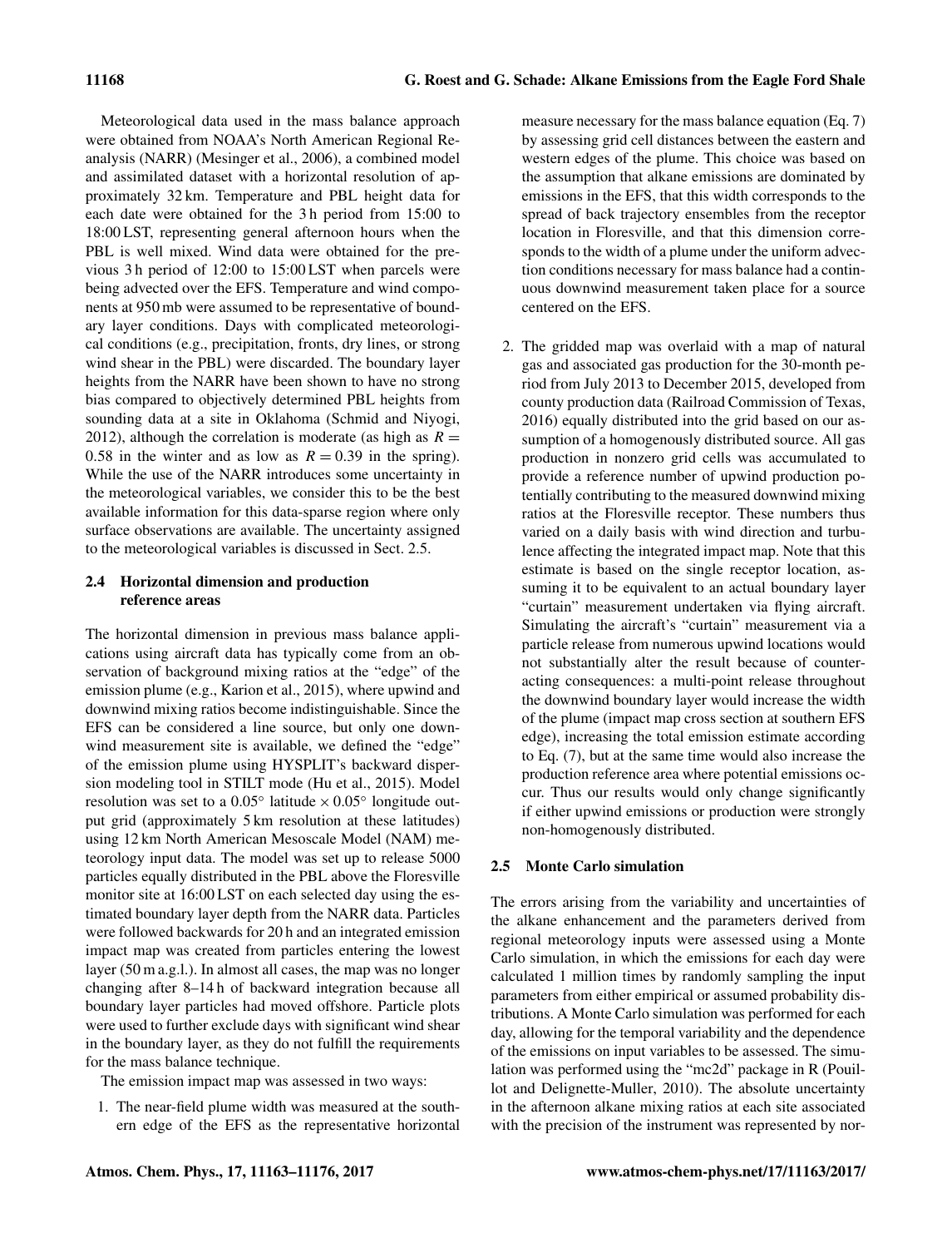Meteorological data used in the mass balance approach were obtained from NOAA's North American Regional Reanalysis (NARR) (Mesinger et al., 2006), a combined model and assimilated dataset with a horizontal resolution of approximately 32 km. Temperature and PBL height data for each date were obtained for the 3 h period from 15:00 to 18:00 LST, representing general afternoon hours when the PBL is well mixed. Wind data were obtained for the previous 3 h period of 12:00 to 15:00 LST when parcels were being advected over the EFS. Temperature and wind components at 950 mb were assumed to be representative of boundary layer conditions. Days with complicated meteorological conditions (e.g., precipitation, fronts, dry lines, or strong wind shear in the PBL) were discarded. The boundary layer heights from the NARR have been shown to have no strong bias compared to objectively determined PBL heights from sounding data at a site in Oklahoma (Schmid and Niyogi, 2012), although the correlation is moderate (as high as $R = 0.58$ in the winter and as low as $R = 0.39$ in the spring). While the use of the NARR introduces some uncertainty in the meteorological variables, we consider this to be the best available information for this data-sparse region where only surface observations are available. The uncertainty assigned to the meteorological variables is discussed in Sect. 2.5.

### 2.4 Horizontal dimension and production reference areas

The horizontal dimension in previous mass balance applications using aircraft data has typically come from an observation of background mixing ratios at the "edge" of the emission plume (e.g., Karion et al., 2015), where upwind and downwind mixing ratios become indistinguishable. Since the EFS can be considered a line source, but only one downwind measurement site is available, we defined the "edge" of the emission plume using HYSPLIT's backward dispersion modeling tool in STILT mode (Hu et al., 2015). Model resolution was set to a 0.05° latitude × 0.05° longitude output grid (approximately 5 km resolution at these latitudes) using 12 km North American Mesoscale Model (NAM) meteorology input data. The model was set up to release 5000 particles equally distributed in the PBL above the Floresville monitor site at 16:00 LST on each selected day using the estimated boundary layer depth from the NARR data. Particles were followed backwards for 20 h and an integrated emission impact map was created from particles entering the lowest layer (50 m a.g.l.). In almost all cases, the map was no longer changing after 8–14 h of backward integration because all boundary layer particles had moved offshore. Particle plots were used to further exclude days with significant wind shear in the boundary layer, as they do not fulfill the requirements for the mass balance technique.

The emission impact map was assessed in two ways:

1. The near-field plume width was measured at the southern edge of the EFS as the representative horizontal measure necessary for the mass balance equation (Eq. 7) by assessing grid cell distances between the eastern and western edges of the plume. This choice was based on the assumption that alkane emissions are dominated by emissions in the EFS, that this width corresponds to the spread of back trajectory ensembles from the receptor location in Floresville, and that this dimension corresponds to the width of a plume under the uniform advection conditions necessary for mass balance had a continuous downwind measurement taken place for a source centered on the EFS.

2. The gridded map was overlaid with a map of natural gas and associated gas production for the 30-month period from July 2013 to December 2015, developed from county production data (Railroad Commission of Texas, 2016) equally distributed into the grid based on our assumption of a homogenously distributed source. All gas production in nonzero grid cells was accumulated to provide a reference number of upwind production potentially contributing to the measured downwind mixing ratios at the Floresville receptor. These numbers thus varied on a daily basis with wind direction and turbulence affecting the integrated impact map. Note that this estimate is based on the single receptor location, assuming it to be equivalent to an actual boundary layer "curtain" measurement undertaken via flying aircraft. Simulating the aircraft's "curtain" measurement via a particle release from numerous upwind locations would not substantially alter the result because of counteracting consequences: a multi-point release throughout the downwind boundary layer would increase the width of the plume (impact map cross section at southern EFS edge), increasing the total emission estimate according to Eq. (7), but at the same time would also increase the production reference area where potential emissions occur. Thus our results would only change significantly if either upwind emissions or production were strongly non-homogenously distributed.

### 2.5 Monte Carlo simulation

The errors arising from the variability and uncertainties of the alkane enhancement and the parameters derived from regional meteorology inputs were assessed using a Monte Carlo simulation, in which the emissions for each day were calculated 1 million times by randomly sampling the input parameters from either empirical or assumed probability distributions. A Monte Carlo simulation was performed for each day, allowing for the temporal variability and the dependence of the emissions on input variables to be assessed. The simulation was performed using the "mc2d" package in R (Pouillot and Delignette-Muller, 2010). The absolute uncertainty in the afternoon alkane mixing ratios at each site associated with the precision of the instrument was represented by nor-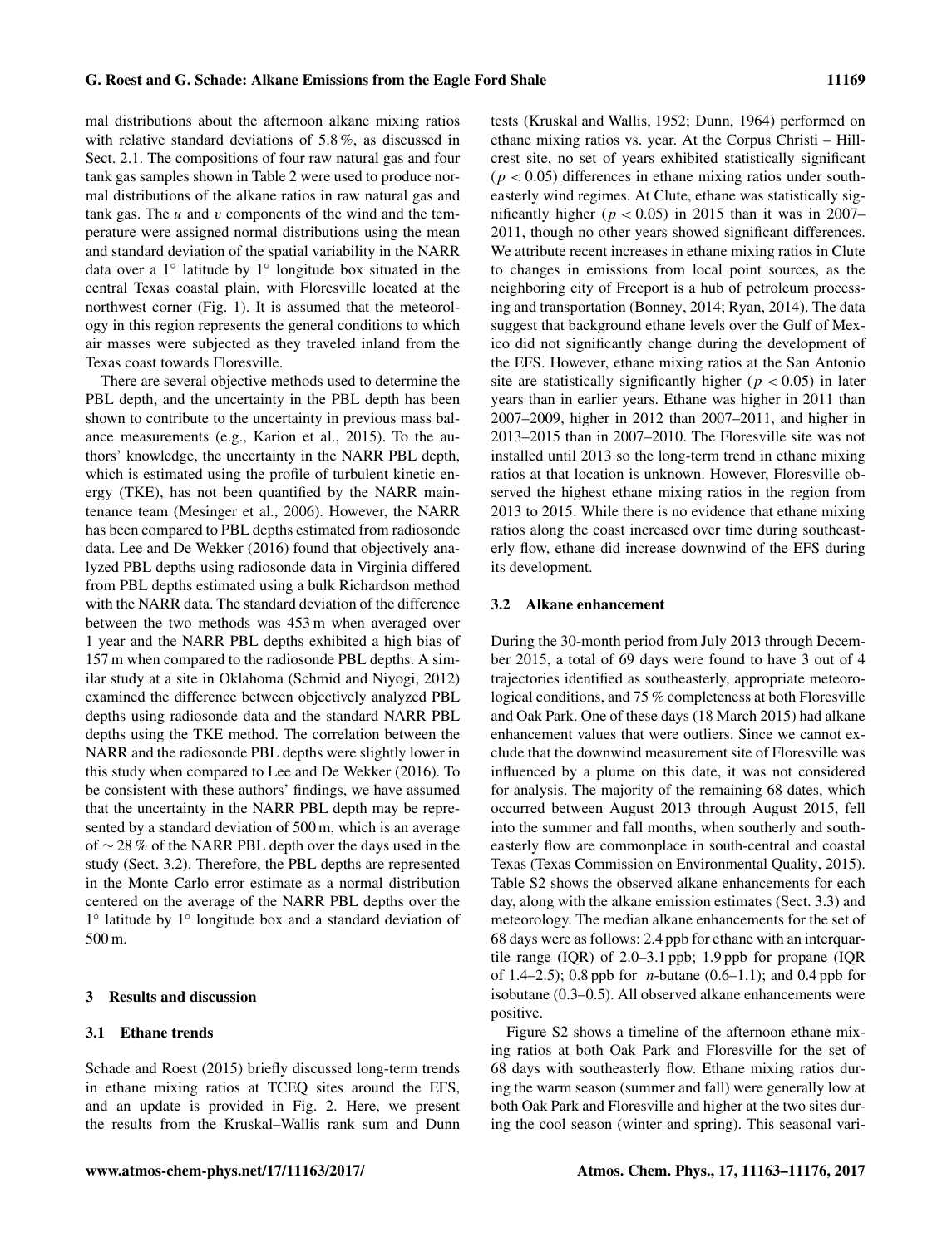mal distributions about the afternoon alkane mixing ratios with relative standard deviations of 5.8 %, as discussed in Sect. 2.1. The compositions of four raw natural gas and four tank gas samples shown in Table 2 were used to produce normal distributions of the alkane ratios in raw natural gas and tank gas. The $u$ and $v$ components of the wind and the temperature were assigned normal distributions using the mean and standard deviation of the spatial variability in the NARR data over a 1° latitude by 1° longitude box situated in the central Texas coastal plain, with Floresville located at the northwest corner (Fig. 1). It is assumed that the meteorology in this region represents the general conditions to which air masses were subjected as they traveled inland from the Texas coast towards Floresville.

There are several objective methods used to determine the PBL depth, and the uncertainty in the PBL depth has been shown to contribute to the uncertainty in previous mass balance measurements (e.g., Karion et al., 2015). To the authors' knowledge, the uncertainty in the NARR PBL depth, which is estimated using the profile of turbulent kinetic energy (TKE), has not been quantified by the NARR maintenance team (Mesinger et al., 2006). However, the NARR has been compared to PBL depths estimated from radiosonde data. Lee and De Wekker (2016) found that objectively analyzed PBL depths using radiosonde data in Virginia differed from PBL depths estimated using a bulk Richardson method with the NARR data. The standard deviation of the difference between the two methods was 453 m when averaged over 1 year and the NARR PBL depths exhibited a high bias of 157 m when compared to the radiosonde PBL depths. A similar study at a site in Oklahoma (Schmid and Niyogi, 2012) examined the difference between objectively analyzed PBL depths using radiosonde data and the standard NARR PBL depths using the TKE method. The correlation between the NARR and the radiosonde PBL depths were slightly lower in this study when compared to Lee and De Wekker (2016). To be consistent with these authors' findings, we have assumed that the uncertainty in the NARR PBL depth may be represented by a standard deviation of 500 m, which is an average of $\sim 28$ % of the NARR PBL depth over the days used in the study (Sect. 3.2). Therefore, the PBL depths are represented in the Monte Carlo error estimate as a normal distribution centered on the average of the NARR PBL depths over the 1° latitude by 1° longitude box and a standard deviation of 500 m.

## 3 Results and discussion

### 3.1 Ethane trends

Schade and Roest (2015) briefly discussed long-term trends in ethane mixing ratios at TCEQ sites around the EFS, and an update is provided in Fig. 2. Here, we present the results from the Kruskal–Wallis rank sum and Dunn tests (Kruskal and Wallis, 1952; Dunn, 1964) performed on ethane mixing ratios vs. year. At the Corpus Christi – Hillcrest site, no set of years exhibited statistically significant ($p < 0.05$) differences in ethane mixing ratios under southeasterly wind regimes. At Clute, ethane was statistically significantly higher ($p < 0.05$) in 2015 than it was in 2007–2011, though no other years showed significant differences. We attribute recent increases in ethane mixing ratios in Clute to changes in emissions from local point sources, as the neighboring city of Freeport is a hub of petroleum processing and transportation (Bonney, 2014; Ryan, 2014). The data suggest that background ethane levels over the Gulf of Mexico did not significantly change during the development of the EFS. However, ethane mixing ratios at the San Antonio site are statistically significantly higher ($p < 0.05$) in later years than in earlier years. Ethane was higher in 2011 than 2007–2009, higher in 2012 than 2007–2011, and higher in 2013–2015 than in 2007–2010. The Floresville site was not installed until 2013 so the long-term trend in ethane mixing ratios at that location is unknown. However, Floresville observed the highest ethane mixing ratios in the region from 2013 to 2015. While there is no evidence that ethane mixing ratios along the coast increased over time during southeasterly flow, ethane did increase downwind of the EFS during its development.

### 3.2 Alkane enhancement

During the 30-month period from July 2013 through December 2015, a total of 69 days were found to have 3 out of 4 trajectories identified as southeasterly, appropriate meteorological conditions, and 75 % completeness at both Floresville and Oak Park. One of these days (18 March 2015) had alkane enhancement values that were outliers. Since we cannot exclude that the downwind measurement site of Floresville was influenced by a plume on this date, it was not considered for analysis. The majority of the remaining 68 dates, which occurred between August 2013 through August 2015, fell into the summer and fall months, when southerly and southeasterly flow are commonplace in south-central and coastal Texas (Texas Commission on Environmental Quality, 2015). Table S2 shows the observed alkane enhancements for each day, along with the alkane emission estimates (Sect. 3.3) and meteorology. The median alkane enhancements for the set of 68 days were as follows: 2.4 ppb for ethane with an interquartile range (IQR) of 2.0–3.1 ppb; 1.9 ppb for propane (IQR of 1.4–2.5); 0.8 ppb for *n*-butane (0.6–1.1); and 0.4 ppb for isobutane (0.3–0.5). All observed alkane enhancements were positive.

Figure S2 shows a timeline of the afternoon ethane mixing ratios at both Oak Park and Floresville for the set of 68 days with southeasterly flow. Ethane mixing ratios during the warm season (summer and fall) were generally low at both Oak Park and Floresville and higher at the two sites during the cool season (winter and spring). This seasonal vari-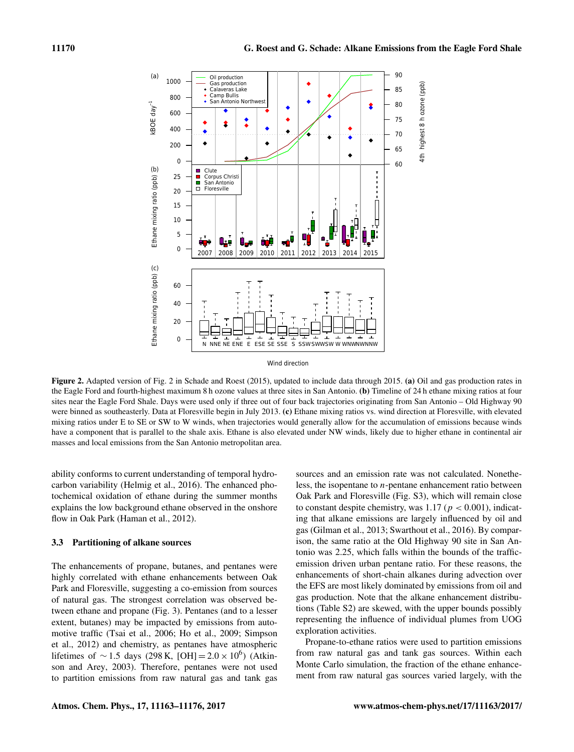**Figure 2.** Adapted version of Fig. 2 in Schade and Roest (2015), updated to include data through 2015. **(a)** Oil and gas production rates in the Eagle Ford and fourth-highest maximum 8 h ozone values at three sites in San Antonio. **(b)** Timeline of 24 h ethane mixing ratios at four sites near the Eagle Ford Shale. Days were used only if three out of four back trajectories originating from San Antonio – Old Highway 90 were binned as southeasterly. Data at Floresville begin in July 2013. **(c)** Ethane mixing ratios vs. wind direction at Floresville, with elevated mixing ratios under E to SE or SW to W winds, when trajectories would generally allow for the accumulation of emissions because winds have a component that is parallel to the shale axis. Ethane is also elevated under NW winds, likely due to higher ethane in continental air masses and local emissions from the San Antonio metropolitan area.

ability conforms to current understanding of temporal hydrocarbon variability (Helmig et al., 2016). The enhanced photochemical oxidation of ethane during the summer months explains the low background ethane observed in the onshore flow in Oak Park (Haman et al., 2012).

### 3.3 Partitioning of alkane sources

The enhancements of propane, butanes, and pentanes were highly correlated with ethane enhancements between Oak Park and Floresville, suggesting a co-emission from sources of natural gas. The strongest correlation was observed between ethane and propane (Fig. 3). Pentanes (and to a lesser extent, butanes) may be impacted by emissions from automotive traffic (Tsai et al., 2006; Ho et al., 2009; Simpson et al., 2012) and chemistry, as pentanes have atmospheric lifetimes of $\sim 1.5$ days (298 K, $[OH] = 2.0 \times 10^6$) (Atkinson and Arey, 2003). Therefore, pentanes were not used to partition emissions from raw natural gas and tank gas sources and an emission rate was not calculated. Nonetheless, the isopentane to *n*-pentane enhancement ratio between Oak Park and Floresville (Fig. S3), which will remain close to constant despite chemistry, was 1.17 ($p < 0.001$), indicating that alkane emissions are largely influenced by oil and gas (Gilman et al., 2013; Swarthout et al., 2016). By comparison, the same ratio at the Old Highway 90 site in San Antonio was 2.25, which falls within the bounds of the traffic-emission driven urban pentane ratio. For these reasons, the enhancements of short-chain alkanes during advection over the EFS are most likely dominated by emissions from oil and gas production. Note that the alkane enhancement distributions (Table S2) are skewed, with the upper bounds possibly representing the influence of individual plumes from UOG exploration activities.

Propane-to-ethane ratios were used to partition emissions from raw natural gas and tank gas sources. Within each Monte Carlo simulation, the fraction of the ethane enhancement from raw natural gas sources varied largely, with the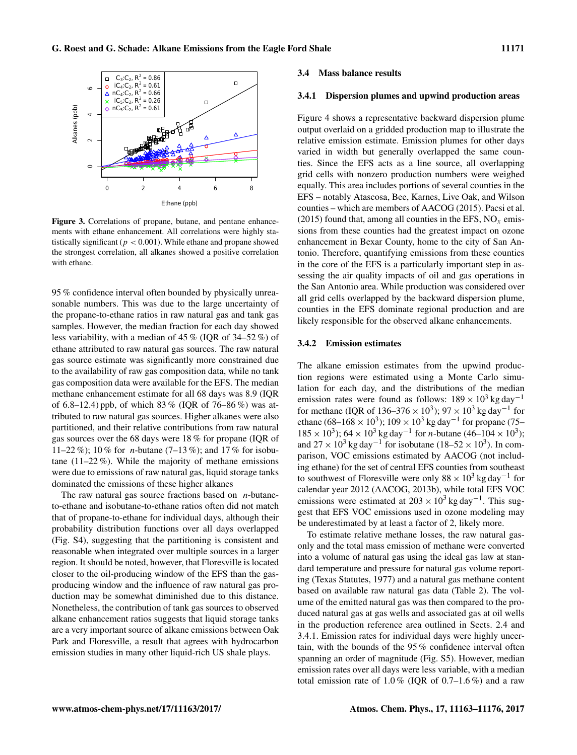Figure 3. Correlations of propane, butane, and pentane enhancements with ethane enhancement. All correlations were highly statistically significant ($p < 0.001$). While ethane and propane showed the strongest correlation, all alkanes showed a positive correlation with ethane.

95 % confidence interval often bounded by physically unreasonable numbers. This was due to the large uncertainty of the propane-to-ethane ratios in raw natural gas and tank gas samples. However, the median fraction for each day showed less variability, with a median of 45 % (IQR of 34–52 %) of ethane attributed to raw natural gas sources. The raw natural gas source estimate was significantly more constrained due to the availability of raw gas composition data, while no tank gas composition data were available for the EFS. The median methane enhancement estimate for all 68 days was 8.9 (IQR of 6.8–12.4) ppb, of which 83 % (IQR of 76–86 %) was attributed to raw natural gas sources. Higher alkanes were also partitioned, and their relative contributions from raw natural gas sources over the 68 days were 18 % for propane (IQR of 11–22 %); 10 % for *n*-butane (7–13 %); and 17 % for isobutane (11–22 %). While the majority of methane emissions were due to emissions of raw natural gas, liquid storage tanks dominated the emissions of these higher alkanes

The raw natural gas source fractions based on *n*-butane-to-ethane and isobutane-to-ethane ratios often did not match that of propane-to-ethane for individual days, although their probability distribution functions over all days overlapped (Fig. S4), suggesting that the partitioning is consistent and reasonable when integrated over multiple sources in a larger region. It should be noted, however, that Floresville is located closer to the oil-producing window of the EFS than the gas-producing window and the influence of raw natural gas production may be somewhat diminished due to this distance. Nonetheless, the contribution of tank gas sources to observed alkane enhancement ratios suggests that liquid storage tanks are a very important source of alkane emissions between Oak Park and Floresville, a result that agrees with hydrocarbon emission studies in many other liquid-rich US shale plays.

### 3.4 Mass balance results

#### 3.4.1 Dispersion plumes and upwind production areas

Figure 4 shows a representative backward dispersion plume output overlaid on a gridded production map to illustrate the relative emission estimate. Emission plumes for other days varied in width but generally overlapped the same counties. Since the EFS acts as a line source, all overlapping grid cells with nonzero production numbers were weighed equally. This area includes portions of several counties in the EFS – notably Atascosa, Bee, Karnes, Live Oak, and Wilson counties – which are members of AACOG (2015). Pacsi et al. (2015) found that, among all counties in the EFS, $NO_x$ emissions from these counties had the greatest impact on ozone enhancement in Bexar County, home to the city of San Antonio. Therefore, quantifying emissions from these counties in the core of the EFS is a particularly important step in assessing the air quality impacts of oil and gas operations in the San Antonio area. While production was considered over all grid cells overlapped by the backward dispersion plume, counties in the EFS dominate regional production and are likely responsible for the observed alkane enhancements.

#### 3.4.2 Emission estimates

The alkane emission estimates from the upwind production regions were estimated using a Monte Carlo simulation for each day, and the distributions of the median emission rates were found as follows: $189 \times 10^3\,\mathrm{kg\,day^{-1}}$ for methane (IQR of $136–376 \times 10^3$); $97 \times 10^3\,\mathrm{kg\,day^{-1}}$ for ethane ($68–168 \times 10^3$); $109 \times 10^3\,\mathrm{kg\,day^{-1}}$ for propane ($75–185 \times 10^3$); $64 \times 10^3\,\mathrm{kg\,day^{-1}}$ for *n*-butane ($46–104 \times 10^3$); and $27 \times 10^3\,\mathrm{kg\,day^{-1}}$ for isobutane ($18–52 \times 10^3$). In comparison, VOC emissions estimated by AACOG (not including ethane) for the set of central EFS counties from southeast to southwest of Floresville were only $88 \times 10^3\,\mathrm{kg\,day^{-1}}$ for calendar year 2012 (AACOG, 2013b), while total EFS VOC emissions were estimated at $203 \times 10^3\,\mathrm{kg\,day^{-1}}$. This suggest that EFS VOC emissions used in ozone modeling may be underestimated by at least a factor of 2, likely more.

To estimate relative methane losses, the raw natural gas-only and the total mass emission of methane were converted into a volume of natural gas using the ideal gas law at standard temperature and pressure for natural gas volume reporting (Texas Statutes, 1977) and a natural gas methane content based on available raw natural gas data (Table 2). The volume of the emitted natural gas was then compared to the produced natural gas at gas wells and associated gas at oil wells in the production reference area outlined in Sects. 2.4 and 3.4.1. Emission rates for individual days were highly uncertain, with the bounds of the 95 % confidence interval often spanning an order of magnitude (Fig. S5). However, median emission rates over all days were less variable, with a median total emission rate of 1.0 % (IQR of 0.7–1.6 %) and a raw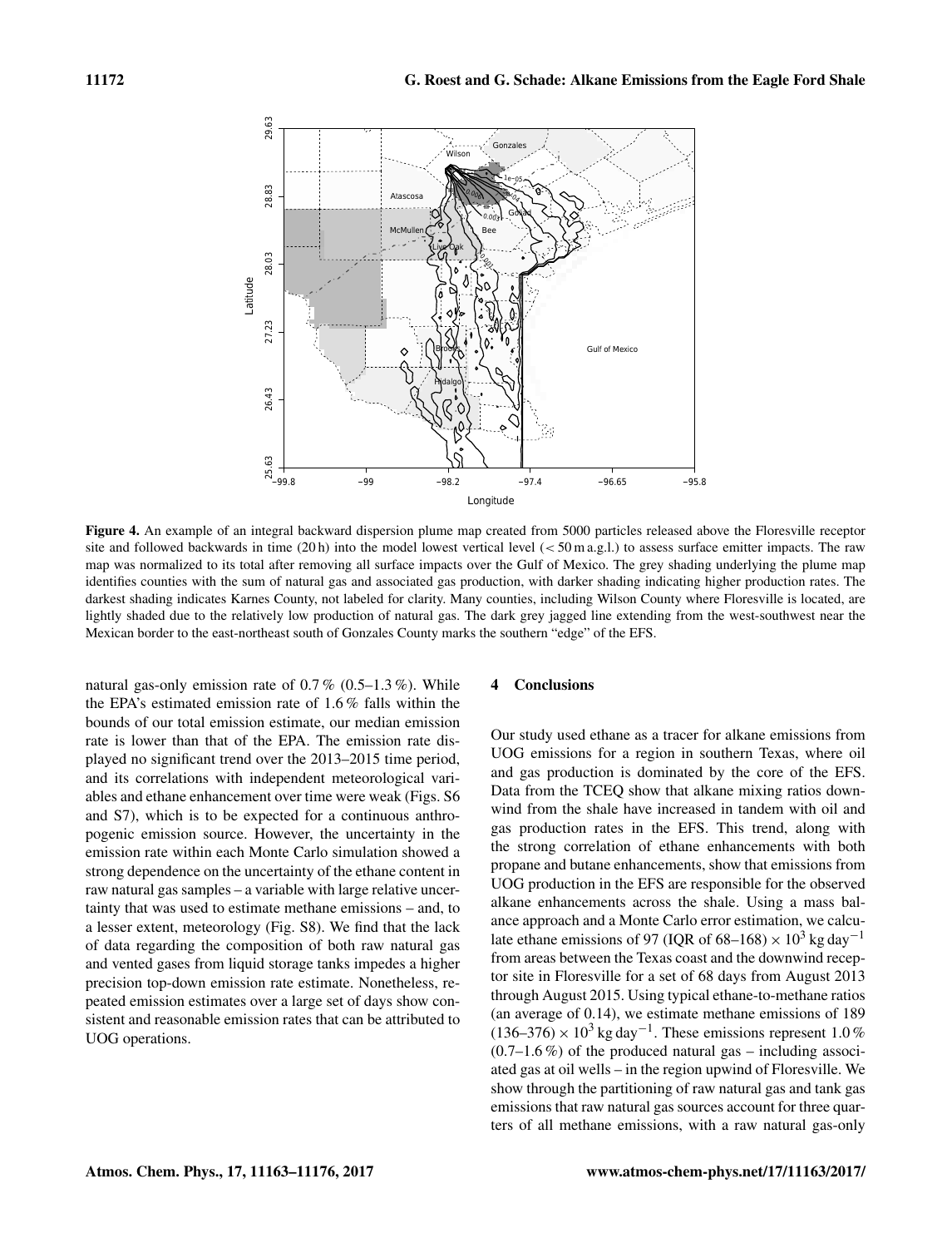**Figure 4.** An example of an integral backward dispersion plume map created from 5000 particles released above the Floresville receptor site and followed backwards in time (20 h) into the model lowest vertical level (< 50 m a.g.l.) to assess surface emitter impacts. The raw map was normalized to its total after removing all surface impacts over the Gulf of Mexico. The grey shading underlying the plume map identifies counties with the sum of natural gas and associated gas production, with darker shading indicating higher production rates. The darkest shading indicates Karnes County, not labeled for clarity. Many counties, including Wilson County where Floresville is located, are lightly shaded due to the relatively low production of natural gas. The dark grey jagged line extending from the west-southwest near the Mexican border to the east-northeast south of Gonzales County marks the southern "edge" of the EFS.

natural gas-only emission rate of 0.7 % (0.5–1.3 %). While the EPA's estimated emission rate of 1.6 % falls within the bounds of our total emission estimate, our median emission rate is lower than that of the EPA. The emission rate displayed no significant trend over the 2013–2015 time period, and its correlations with independent meteorological variables and ethane enhancement over time were weak (Figs. S6 and S7), which is to be expected for a continuous anthropogenic emission source. However, the uncertainty in the emission rate within each Monte Carlo simulation showed a strong dependence on the uncertainty of the ethane content in raw natural gas samples – a variable with large relative uncertainty that was used to estimate methane emissions – and, to a lesser extent, meteorology (Fig. S8). We find that the lack of data regarding the composition of both raw natural gas and vented gases from liquid storage tanks impedes a higher precision top-down emission rate estimate. Nonetheless, repeated emission estimates over a large set of days show consistent and reasonable emission rates that can be attributed to UOG operations.

## 4 Conclusions

Our study used ethane as a tracer for alkane emissions from UOG emissions for a region in southern Texas, where oil and gas production is dominated by the core of the EFS. Data from the TCEQ show that alkane mixing ratios downwind from the shale have increased in tandem with oil and gas production rates in the EFS. This trend, along with the strong correlation of ethane enhancements with both propane and butane enhancements, show that emissions from UOG production in the EFS are responsible for the observed alkane enhancements across the shale. Using a mass balance approach and a Monte Carlo error estimation, we calculate ethane emissions of 97 (IQR of 68–168) $\times 10^3$ kg day$^{-1}$ from areas between the Texas coast and the downwind receptor site in Floresville for a set of 68 days from August 2013 through August 2015. Using typical ethane-to-methane ratios (an average of 0.14), we estimate methane emissions of 189 (136–376) $\times 10^3$ kg day$^{-1}$. These emissions represent 1.0 % (0.7–1.6 %) of the produced natural gas – including associated gas at oil wells – in the region upwind of Floresville. We show through the partitioning of raw natural gas and tank gas emissions that raw natural gas sources account for three quarters of all methane emissions, with a raw natural gas-only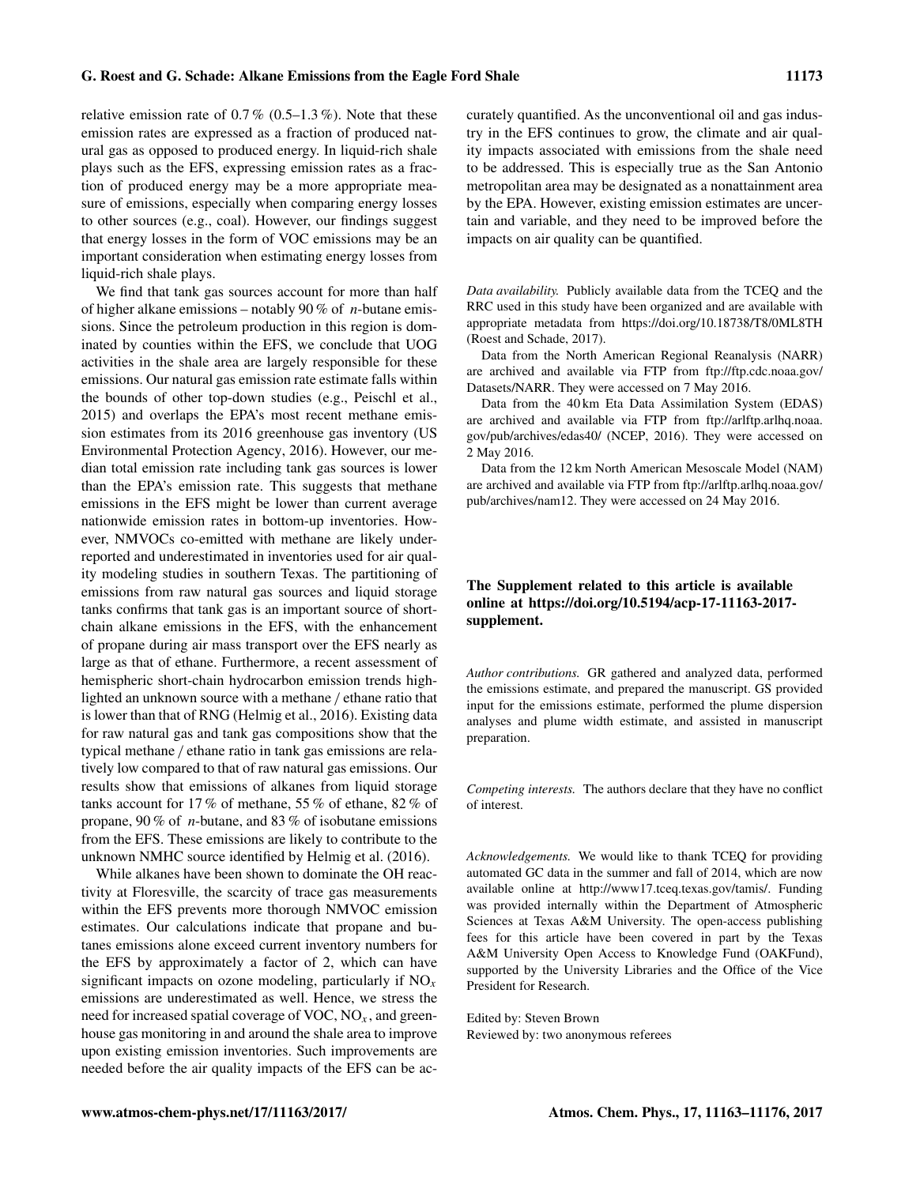relative emission rate of 0.7 % (0.5–1.3 %). Note that these emission rates are expressed as a fraction of produced natural gas as opposed to produced energy. In liquid-rich shale plays such as the EFS, expressing emission rates as a fraction of produced energy may be a more appropriate measure of emissions, especially when comparing energy losses to other sources (e.g., coal). However, our findings suggest that energy losses in the form of VOC emissions may be an important consideration when estimating energy losses from liquid-rich shale plays.

We find that tank gas sources account for more than half of higher alkane emissions – notably 90 % of *n*-butane emissions. Since the petroleum production in this region is dominated by counties within the EFS, we conclude that UOG activities in the shale area are largely responsible for these emissions. Our natural gas emission rate estimate falls within the bounds of other top-down studies (e.g., Peischl et al., 2015) and overlaps the EPA's most recent methane emission estimates from its 2016 greenhouse gas inventory (US Environmental Protection Agency, 2016). However, our median total emission rate including tank gas sources is lower than the EPA's emission rate. This suggests that methane emissions in the EFS might be lower than current average nationwide emission rates in bottom-up inventories. However, NMVOCs co-emitted with methane are likely underreported and underestimated in inventories used for air quality modeling studies in southern Texas. The partitioning of emissions from raw natural gas sources and liquid storage tanks confirms that tank gas is an important source of short-chain alkane emissions in the EFS, with the enhancement of propane during air mass transport over the EFS nearly as large as that of ethane. Furthermore, a recent assessment of hemispheric short-chain hydrocarbon emission trends highlighted an unknown source with a methane / ethane ratio that is lower than that of RNG (Helmig et al., 2016). Existing data for raw natural gas and tank gas compositions show that the typical methane / ethane ratio in tank gas emissions are relatively low compared to that of raw natural gas emissions. Our results show that emissions of alkanes from liquid storage tanks account for 17 % of methane, 55 % of ethane, 82 % of propane, 90 % of *n*-butane, and 83 % of isobutane emissions from the EFS. These emissions are likely to contribute to the unknown NMHC source identified by Helmig et al. (2016).

While alkanes have been shown to dominate the OH reactivity at Floresville, the scarcity of trace gas measurements within the EFS prevents more thorough NMVOC emission estimates. Our calculations indicate that propane and butanes emissions alone exceed current inventory numbers for the EFS by approximately a factor of 2, which can have significant impacts on ozone modeling, particularly if $NO_x$ emissions are underestimated as well. Hence, we stress the need for increased spatial coverage of VOC, $NO_x$, and greenhouse gas monitoring in and around the shale area to improve upon existing emission inventories. Such improvements are needed before the air quality impacts of the EFS can be accurately quantified. As the unconventional oil and gas industry in the EFS continues to grow, the climate and air quality impacts associated with emissions from the shale need to be addressed. This is especially true as the San Antonio metropolitan area may be designated as a nonattainment area by the EPA. However, existing emission estimates are uncertain and variable, and they need to be improved before the impacts on air quality can be quantified.

*Data availability.* Publicly available data from the TCEQ and the RRC used in this study have been organized and are available with appropriate metadata from https://doi.org/10.18738/T8/0ML8TH (Roest and Schade, 2017).

Data from the North American Regional Reanalysis (NARR) are archived and available via FTP from ftp://ftp.cdc.noaa.gov/Datasets/NARR. They were accessed on 7 May 2016.

Data from the 40 km Eta Data Assimilation System (EDAS) are archived and available via FTP from ftp://arlftp.arlhq.noaa.gov/pub/archives/edas40/ (NCEP, 2016). They were accessed on 2 May 2016.

Data from the 12 km North American Mesoscale Model (NAM) are archived and available via FTP from ftp://arlftp.arlhq.noaa.gov/pub/archives/nam12. They were accessed on 24 May 2016.

**The Supplement related to this article is available online at https://doi.org/10.5194/acp-17-11163-2017-supplement.**

*Author contributions.* GR gathered and analyzed data, performed the emissions estimate, and prepared the manuscript. GS provided input for the emissions estimate, performed the plume dispersion analyses and plume width estimate, and assisted in manuscript preparation.

*Competing interests.* The authors declare that they have no conflict of interest.

*Acknowledgements.* We would like to thank TCEQ for providing automated GC data in the summer and fall of 2014, which are now available online at http://www17.tceq.texas.gov/tamis/. Funding was provided internally within the Department of Atmospheric Sciences at Texas A&M University. The open-access publishing fees for this article have been covered in part by the Texas A&M University Open Access to Knowledge Fund (OAKFund), supported by the University Libraries and the Office of the Vice President for Research.

Edited by: Steven Brown
Reviewed by: two anonymous referees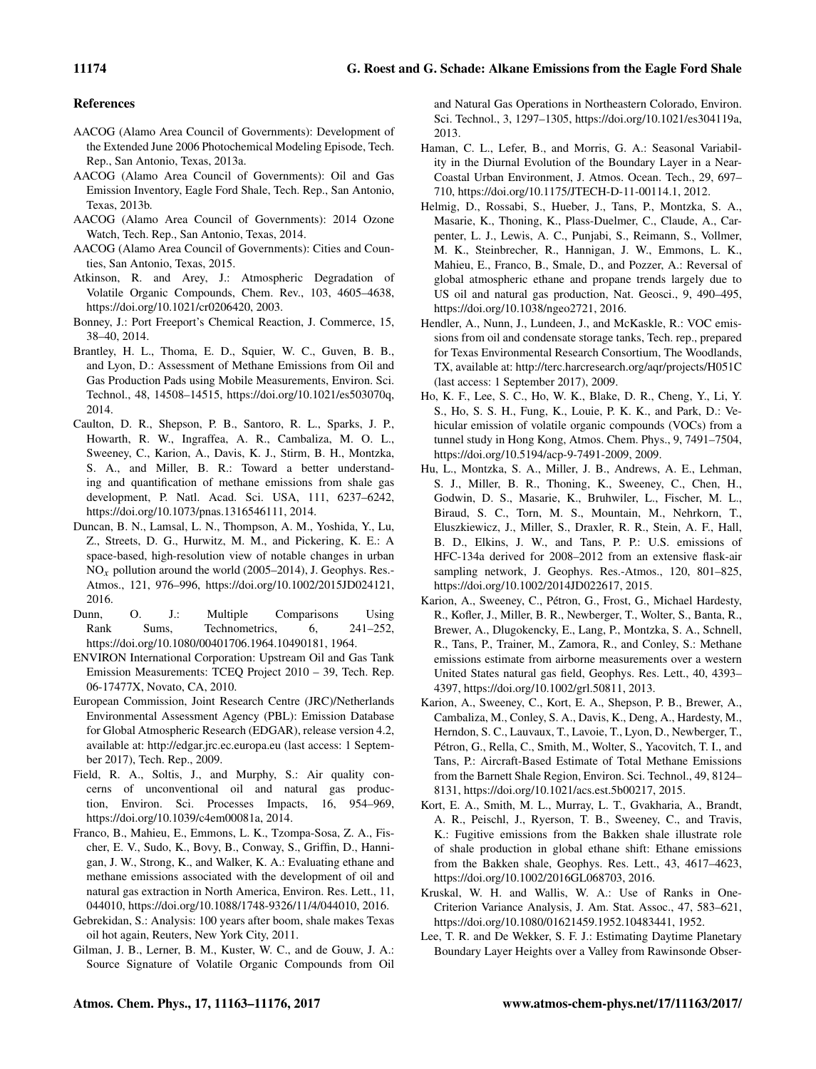## References

AACOG (Alamo Area Council of Governments): Development of the Extended June 2006 Photochemical Modeling Episode, Tech. Rep., San Antonio, Texas, 2013a.

AACOG (Alamo Area Council of Governments): Oil and Gas Emission Inventory, Eagle Ford Shale, Tech. Rep., San Antonio, Texas, 2013b.

AACOG (Alamo Area Council of Governments): 2014 Ozone Watch, Tech. Rep., San Antonio, Texas, 2014.

AACOG (Alamo Area Council of Governments): Cities and Counties, San Antonio, Texas, 2015.

Atkinson, R. and Arey, J.: Atmospheric Degradation of Volatile Organic Compounds, Chem. Rev., 103, 4605–4638, https://doi.org/10.1021/cr0206420, 2003.

Bonney, J.: Port Freeport's Chemical Reaction, J. Commerce, 15, 38–40, 2014.

Brantley, H. L., Thoma, E. D., Squier, W. C., Guven, B. B., and Lyon, D.: Assessment of Methane Emissions from Oil and Gas Production Pads using Mobile Measurements, Environ. Sci. Technol., 48, 14508–14515, https://doi.org/10.1021/es503070q, 2014.

Caulton, D. R., Shepson, P. B., Santoro, R. L., Sparks, J. P., Howarth, R. W., Ingraffea, A. R., Cambaliza, M. O. L., Sweeney, C., Karion, A., Davis, K. J., Stirm, B. H., Montzka, S. A., and Miller, B. R.: Toward a better understanding and quantification of methane emissions from shale gas development, P. Natl. Acad. Sci. USA, 111, 6237–6242, https://doi.org/10.1073/pnas.1316546111, 2014.

Duncan, B. N., Lamsal, L. N., Thompson, A. M., Yoshida, Y., Lu, Z., Streets, D. G., Hurwitz, M. M., and Pickering, K. E.: A space-based, high-resolution view of notable changes in urban $NO_x$ pollution around the world (2005–2014), J. Geophys. Res.-Atmos., 121, 976–996, https://doi.org/10.1002/2015JD024121, 2016.

Dunn, O. J.: Multiple Comparisons Using Rank Sums, Technometrics, 6, 241–252, https://doi.org/10.1080/00401706.1964.10490181, 1964.

ENVIRON International Corporation: Upstream Oil and Gas Tank Emission Measurements: TCEQ Project 2010 – 39, Tech. Rep. 06-17477X, Novato, CA, 2010.

European Commission, Joint Research Centre (JRC)/Netherlands Environmental Assessment Agency (PBL): Emission Database for Global Atmospheric Research (EDGAR), release version 4.2, available at: http://edgar.jrc.ec.europa.eu (last access: 1 September 2017), Tech. Rep., 2009.

Field, R. A., Soltis, J., and Murphy, S.: Air quality concerns of unconventional oil and natural gas production, Environ. Sci. Processes Impacts, 16, 954–969, https://doi.org/10.1039/c4em00081a, 2014.

Franco, B., Mahieu, E., Emmons, L. K., Tzompa-Sosa, Z. A., Fischer, E. V., Sudo, K., Bovy, B., Conway, S., Griffin, D., Hannigan, J. W., Strong, K., and Walker, K. A.: Evaluating ethane and methane emissions associated with the development of oil and natural gas extraction in North America, Environ. Res. Lett., 11, 044010, https://doi.org/10.1088/1748-9326/11/4/044010, 2016.

Gebrekidan, S.: Analysis: 100 years after boom, shale makes Texas oil hot again, Reuters, New York City, 2011.

Gilman, J. B., Lerner, B. M., Kuster, W. C., and de Gouw, J. A.: Source Signature of Volatile Organic Compounds from Oil and Natural Gas Operations in Northeastern Colorado, Environ. Sci. Technol., 3, 1297–1305, https://doi.org/10.1021/es304119a, 2013.

Haman, C. L., Lefer, B., and Morris, G. A.: Seasonal Variability in the Diurnal Evolution of the Boundary Layer in a Near-Coastal Urban Environment, J. Atmos. Ocean. Tech., 29, 697–710, https://doi.org/10.1175/JTECH-D-11-00114.1, 2012.

Helmig, D., Rossabi, S., Hueber, J., Tans, P., Montzka, S. A., Masarie, K., Thoning, K., Plass-Duelmer, C., Claude, A., Carpenter, L. J., Lewis, A. C., Punjabi, S., Reimann, S., Vollmer, M. K., Steinbrecher, R., Hannigan, J. W., Emmons, L. K., Mahieu, E., Franco, B., Smale, D., and Pozzer, A.: Reversal of global atmospheric ethane and propane trends largely due to US oil and natural gas production, Nat. Geosci., 9, 490–495, https://doi.org/10.1038/ngeo2721, 2016.

Hendler, A., Nunn, J., Lundeen, J., and McKaskle, R.: VOC emissions from oil and condensate storage tanks, Tech. rep., prepared for Texas Environmental Research Consortium, The Woodlands, TX, available at: http://terc.harcresearch.org/aqr/projects/H051C (last access: 1 September 2017), 2009.

Ho, K. F., Lee, S. C., Ho, W. K., Blake, D. R., Cheng, Y., Li, Y. S., Ho, S. S. H., Fung, K., Louie, P. K. K., and Park, D.: Vehicular emission of volatile organic compounds (VOCs) from a tunnel study in Hong Kong, Atmos. Chem. Phys., 9, 7491–7504, https://doi.org/10.5194/acp-9-7491-2009, 2009.

Hu, L., Montzka, S. A., Miller, J. B., Andrews, A. E., Lehman, S. J., Miller, B. R., Thoning, K., Sweeney, C., Chen, H., Godwin, D. S., Masarie, K., Bruhwiler, L., Fischer, M. L., Biraud, S. C., Torn, M. S., Mountain, M., Nehrkorn, T., Eluszkiewicz, J., Miller, S., Draxler, R. R., Stein, A. F., Hall, B. D., Elkins, J. W., and Tans, P. P.: U.S. emissions of HFC-134a derived for 2008–2012 from an extensive flask-air sampling network, J. Geophys. Res.-Atmos., 120, 801–825, https://doi.org/10.1002/2014JD022617, 2015.

Karion, A., Sweeney, C., Pétron, G., Frost, G., Michael Hardesty, R., Kofler, J., Miller, B. R., Newberger, T., Wolter, S., Banta, R., Brewer, A., Dlugokencky, E., Lang, P., Montzka, S. A., Schnell, R., Tans, P., Trainer, M., Zamora, R., and Conley, S.: Methane emissions estimate from airborne measurements over a western United States natural gas field, Geophys. Res. Lett., 40, 4393–4397, https://doi.org/10.1002/grl.50811, 2013.

Karion, A., Sweeney, C., Kort, E. A., Shepson, P. B., Brewer, A., Cambaliza, M., Conley, S. A., Davis, K., Deng, A., Hardesty, M., Herndon, S. C., Lauvaux, T., Lavoie, T., Lyon, D., Newberger, T., Pétron, G., Rella, C., Smith, M., Wolter, S., Yacovitch, T. I., and Tans, P.: Aircraft-Based Estimate of Total Methane Emissions from the Barnett Shale Region, Environ. Sci. Technol., 49, 8124–8131, https://doi.org/10.1021/acs.est.5b00217, 2015.

Kort, E. A., Smith, M. L., Murray, L. T., Gvakharia, A., Brandt, A. R., Peischl, J., Ryerson, T. B., Sweeney, C., and Travis, K.: Fugitive emissions from the Bakken shale illustrate role of shale production in global ethane shift: Ethane emissions from the Bakken shale, Geophys. Res. Lett., 43, 4617–4623, https://doi.org/10.1002/2016GL068703, 2016.

Kruskal, W. H. and Wallis, W. A.: Use of Ranks in One-Criterion Variance Analysis, J. Am. Stat. Assoc., 47, 583–621, https://doi.org/10.1080/01621459.1952.10483441, 1952.

Lee, T. R. and De Wekker, S. F. J.: Estimating Daytime Planetary Boundary Layer Heights over a Valley from Rawinsonde Obser-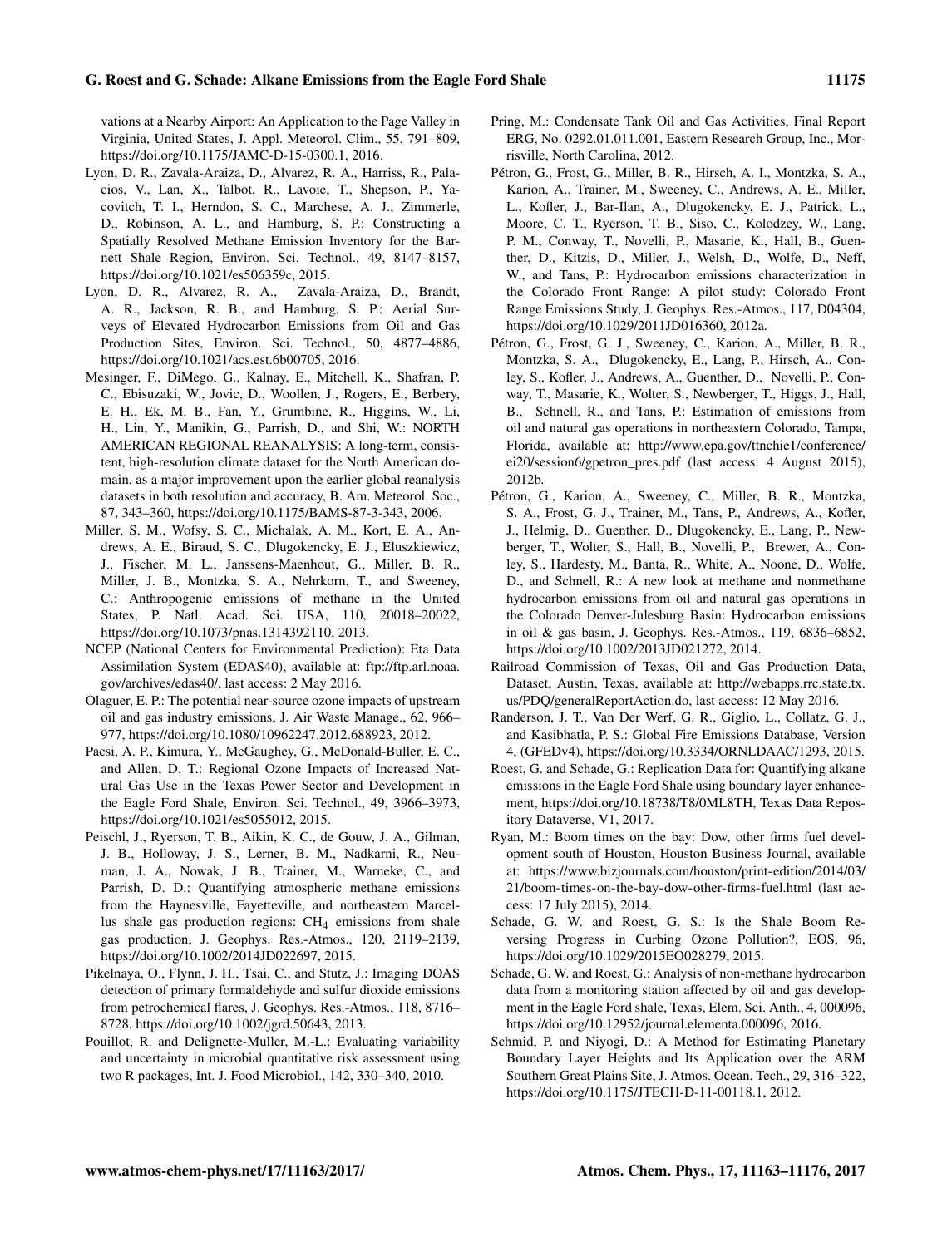vations at a Nearby Airport: An Application to the Page Valley in Virginia, United States, J. Appl. Meteorol. Clim., 55, 791–809, https://doi.org/10.1175/JAMC-D-15-0300.1, 2016.

Lyon, D. R., Zavala-Araiza, D., Alvarez, R. A., Harriss, R., Palacios, V., Lan, X., Talbot, R., Lavoie, T., Shepson, P., Yacovitch, T. I., Herndon, S. C., Marchese, A. J., Zimmerle, D., Robinson, A. L., and Hamburg, S. P.: Constructing a Spatially Resolved Methane Emission Inventory for the Barnett Shale Region, Environ. Sci. Technol., 49, 8147–8157, https://doi.org/10.1021/es506359c, 2015.

Lyon, D. R., Alvarez, R. A., Zavala-Araiza, D., Brandt, A. R., Jackson, R. B., and Hamburg, S. P.: Aerial Surveys of Elevated Hydrocarbon Emissions from Oil and Gas Production Sites, Environ. Sci. Technol., 50, 4877–4886, https://doi.org/10.1021/acs.est.6b00705, 2016.

Mesinger, F., DiMego, G., Kalnay, E., Mitchell, K., Shafran, P. C., Ebisuzaki, W., Jovic, D., Woollen, J., Rogers, E., Berbery, E. H., Ek, M. B., Fan, Y., Grumbine, R., Higgins, W., Li, H., Lin, Y., Manikin, G., Parrish, D., and Shi, W.: NORTH AMERICAN REGIONAL REANALYSIS: A long-term, consistent, high-resolution climate dataset for the North American domain, as a major improvement upon the earlier global reanalysis datasets in both resolution and accuracy, B. Am. Meteorol. Soc., 87, 343–360, https://doi.org/10.1175/BAMS-87-3-343, 2006.

Miller, S. M., Wofsy, S. C., Michalak, A. M., Kort, E. A., Andrews, A. E., Biraud, S. C., Dlugokencky, E. J., Eluszkiewicz, J., Fischer, M. L., Janssens-Maenhout, G., Miller, B. R., Miller, J. B., Montzka, S. A., Nehrkorn, T., and Sweeney, C.: Anthropogenic emissions of methane in the United States, P. Natl. Acad. Sci. USA, 110, 20018–20022, https://doi.org/10.1073/pnas.1314392110, 2013.

NCEP (National Centers for Environmental Prediction): Eta Data Assimilation System (EDAS40), available at: ftp://ftp.arl.noaa.gov/archives/edas40/, last access: 2 May 2016.

Olaguer, E. P.: The potential near-source ozone impacts of upstream oil and gas industry emissions, J. Air Waste Manage., 62, 966–977, https://doi.org/10.1080/10962247.2012.688923, 2012.

Pacsi, A. P., Kimura, Y., McGaughey, G., McDonald-Buller, E. C., and Allen, D. T.: Regional Ozone Impacts of Increased Natural Gas Use in the Texas Power Sector and Development in the Eagle Ford Shale, Environ. Sci. Technol., 49, 3966–3973, https://doi.org/10.1021/es5055012, 2015.

Peischl, J., Ryerson, T. B., Aikin, K. C., de Gouw, J. A., Gilman, J. B., Holloway, J. S., Lerner, B. M., Nadkarni, R., Neuman, J. A., Nowak, J. B., Trainer, M., Warneke, C., and Parrish, D. D.: Quantifying atmospheric methane emissions from the Haynesville, Fayetteville, and northeastern Marcellus shale gas production regions: $CH_4$ emissions from shale gas production, J. Geophys. Res.-Atmos., 120, 2119–2139, https://doi.org/10.1002/2014JD022697, 2015.

Pikelnaya, O., Flynn, J. H., Tsai, C., and Stutz, J.: Imaging DOAS detection of primary formaldehyde and sulfur dioxide emissions from petrochemical flares, J. Geophys. Res.-Atmos., 118, 8716–8728, https://doi.org/10.1002/jgrd.50643, 2013.

Pouillot, R. and Delignette-Muller, M.-L.: Evaluating variability and uncertainty in microbial quantitative risk assessment using two R packages, Int. J. Food Microbiol., 142, 330–340, 2010.

Pring, M.: Condensate Tank Oil and Gas Activities, Final Report ERG, No. 0292.01.011.001, Eastern Research Group, Inc., Morrisville, North Carolina, 2012.

Pétron, G., Frost, G., Miller, B. R., Hirsch, A. I., Montzka, S. A., Karion, A., Trainer, M., Sweeney, C., Andrews, A. E., Miller, L., Kofler, J., Bar-Ilan, A., Dlugokencky, E. J., Patrick, L., Moore, C. T., Ryerson, T. B., Siso, C., Kolodzey, W., Lang, P. M., Conway, T., Novelli, P., Masarie, K., Hall, B., Guenther, D., Kitzis, D., Miller, J., Welsh, D., Wolfe, D., Neff, W., and Tans, P.: Hydrocarbon emissions characterization in the Colorado Front Range: A pilot study: Colorado Front Range Emissions Study, J. Geophys. Res.-Atmos., 117, D04304, https://doi.org/10.1029/2011JD016360, 2012a.

Pétron, G., Frost, G. J., Sweeney, C., Karion, A., Miller, B. R., Montzka, S. A., Dlugokencky, E., Lang, P., Hirsch, A., Conley, S., Kofler, J., Andrews, A., Guenther, D., Novelli, P., Conway, T., Masarie, K., Wolter, S., Newberger, T., Higgs, J., Hall, B., Schnell, R., and Tans, P.: Estimation of emissions from oil and natural gas operations in northeastern Colorado, Tampa, Florida, available at: http://www.epa.gov/ttnchie1/conference/ei20/session6/gpetron_pres.pdf (last access: 4 August 2015), 2012b.

Pétron, G., Karion, A., Sweeney, C., Miller, B. R., Montzka, S. A., Frost, G. J., Trainer, M., Tans, P., Andrews, A., Kofler, J., Helmig, D., Guenther, D., Dlugokencky, E., Lang, P., Newberger, T., Wolter, S., Hall, B., Novelli, P., Brewer, A., Conley, S., Hardesty, M., Banta, R., White, A., Noone, D., Wolfe, D., and Schnell, R.: A new look at methane and nonmethane hydrocarbon emissions from oil and natural gas operations in the Colorado Denver-Julesburg Basin: Hydrocarbon emissions in oil & gas basin, J. Geophys. Res.-Atmos., 119, 6836–6852, https://doi.org/10.1002/2013JD021272, 2014.

Railroad Commission of Texas, Oil and Gas Production Data, Dataset, Austin, Texas, available at: http://webapps.rrc.state.tx.us/PDQ/generalReportAction.do, last access: 12 May 2016.

Randerson, J. T., Van Der Werf, G. R., Giglio, L., Collatz, G. J., and Kasibhatla, P. S.: Global Fire Emissions Database, Version 4, (GFEDv4), https://doi.org/10.3334/ORNLDAAC/1293, 2015.

Roest, G. and Schade, G.: Replication Data for: Quantifying alkane emissions in the Eagle Ford Shale using boundary layer enhancement, https://doi.org/10.18738/T8/0ML8TH, Texas Data Repository Dataverse, V1, 2017.

Ryan, M.: Boom times on the bay: Dow, other firms fuel development south of Houston, Houston Business Journal, available at: https://www.bizjournals.com/houston/print-edition/2014/03/21/boom-times-on-the-bay-dow-other-firms-fuel.html (last access: 17 July 2015), 2014.

Schade, G. W. and Roest, G. S.: Is the Shale Boom Reversing Progress in Curbing Ozone Pollution?, EOS, 96, https://doi.org/10.1029/2015EO028279, 2015.

Schade, G. W. and Roest, G.: Analysis of non-methane hydrocarbon data from a monitoring station affected by oil and gas development in the Eagle Ford shale, Texas, Elem. Sci. Anth., 4, 000096, https://doi.org/10.12952/journal.elementa.000096, 2016.

Schmid, P. and Niyogi, D.: A Method for Estimating Planetary Boundary Layer Heights and Its Application over the ARM Southern Great Plains Site, J. Atmos. Ocean. Tech., 29, 316–322, https://doi.org/10.1175/JTECH-D-11-00118.1, 2012.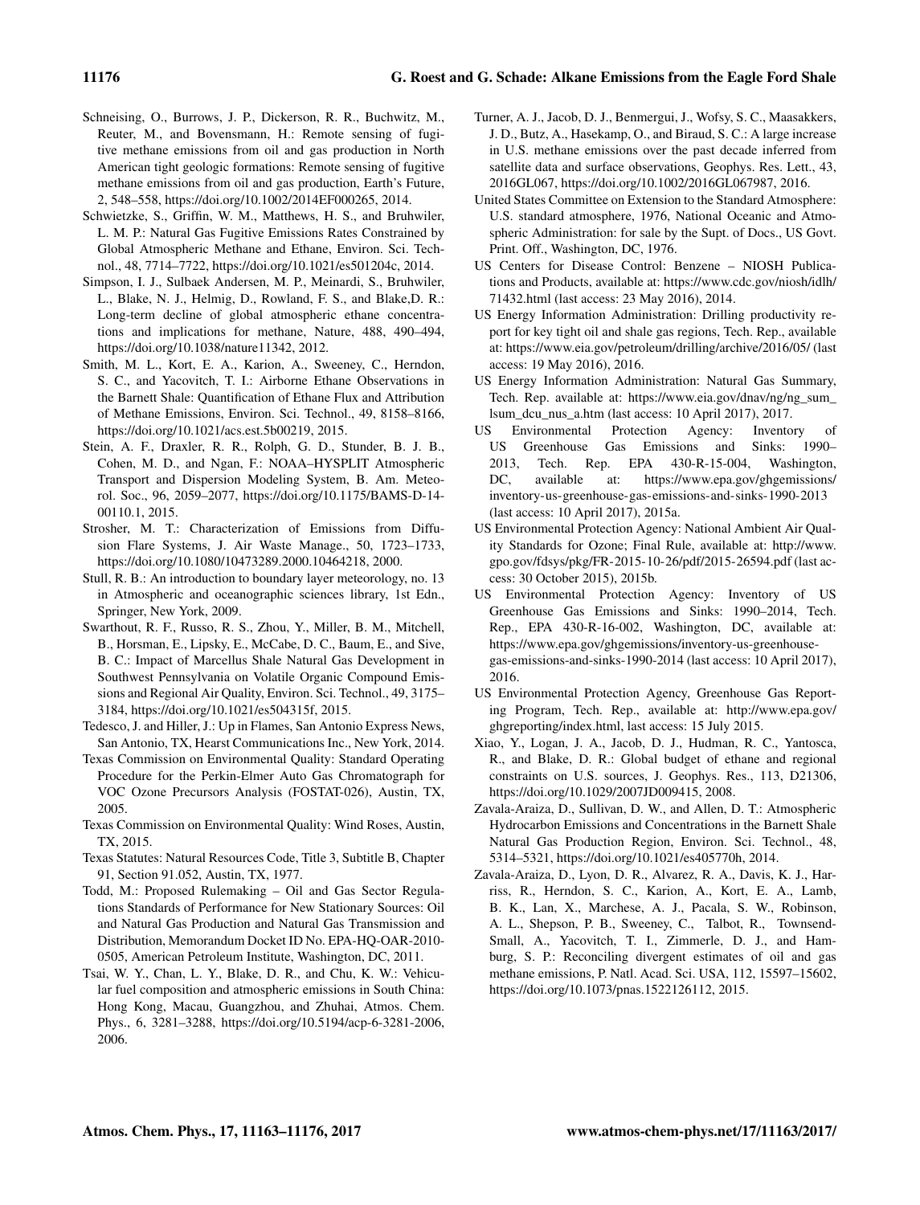Schneising, O., Burrows, J. P., Dickerson, R. R., Buchwitz, M., Reuter, M., and Bovensmann, H.: Remote sensing of fugitive methane emissions from oil and gas production in North American tight geologic formations: Remote sensing of fugitive methane emissions from oil and gas production, Earth's Future, 2, 548–558, https://doi.org/10.1002/2014EF000265, 2014.

Schwietzke, S., Griffin, W. M., Matthews, H. S., and Bruhwiler, L. M. P.: Natural Gas Fugitive Emissions Rates Constrained by Global Atmospheric Methane and Ethane, Environ. Sci. Technol., 48, 7714–7722, https://doi.org/10.1021/es501204c, 2014.

Simpson, I. J., Sulbaek Andersen, M. P., Meinardi, S., Bruhwiler, L., Blake, N. J., Helmig, D., Rowland, F. S., and Blake,D. R.: Long-term decline of global atmospheric ethane concentrations and implications for methane, Nature, 488, 490–494, https://doi.org/10.1038/nature11342, 2012.

Smith, M. L., Kort, E. A., Karion, A., Sweeney, C., Herndon, S. C., and Yacovitch, T. I.: Airborne Ethane Observations in the Barnett Shale: Quantification of Ethane Flux and Attribution of Methane Emissions, Environ. Sci. Technol., 49, 8158–8166, https://doi.org/10.1021/acs.est.5b00219, 2015.

Stein, A. F., Draxler, R. R., Rolph, G. D., Stunder, B. J. B., Cohen, M. D., and Ngan, F.: NOAA–HYSPLIT Atmospheric Transport and Dispersion Modeling System, B. Am. Meteorol. Soc., 96, 2059–2077, https://doi.org/10.1175/BAMS-D-14-00110.1, 2015.

Strosher, M. T.: Characterization of Emissions from Diffusion Flare Systems, J. Air Waste Manage., 50, 1723–1733, https://doi.org/10.1080/10473289.2000.10464218, 2000.

Stull, R. B.: An introduction to boundary layer meteorology, no. 13 in Atmospheric and oceanographic sciences library, 1st Edn., Springer, New York, 2009.

Swarthout, R. F., Russo, R. S., Zhou, Y., Miller, B. M., Mitchell, B., Horsman, E., Lipsky, E., McCabe, D. C., Baum, E., and Sive, B. C.: Impact of Marcellus Shale Natural Gas Development in Southwest Pennsylvania on Volatile Organic Compound Emissions and Regional Air Quality, Environ. Sci. Technol., 49, 3175–3184, https://doi.org/10.1021/es504315f, 2015.

Tedesco, J. and Hiller, J.: Up in Flames, San Antonio Express News, San Antonio, TX, Hearst Communications Inc., New York, 2014.

Texas Commission on Environmental Quality: Standard Operating Procedure for the Perkin-Elmer Auto Gas Chromatograph for VOC Ozone Precursors Analysis (FOSTAT-026), Austin, TX, 2005.

Texas Commission on Environmental Quality: Wind Roses, Austin, TX, 2015.

Texas Statutes: Natural Resources Code, Title 3, Subtitle B, Chapter 91, Section 91.052, Austin, TX, 1977.

Todd, M.: Proposed Rulemaking – Oil and Gas Sector Regulations Standards of Performance for New Stationary Sources: Oil and Natural Gas Production and Natural Gas Transmission and Distribution, Memorandum Docket ID No. EPA-HQ-OAR-2010-0505, American Petroleum Institute, Washington, DC, 2011.

Tsai, W. Y., Chan, L. Y., Blake, D. R., and Chu, K. W.: Vehicular fuel composition and atmospheric emissions in South China: Hong Kong, Macau, Guangzhou, and Zhuhai, Atmos. Chem. Phys., 6, 3281–3288, https://doi.org/10.5194/acp-6-3281-2006, 2006.

Turner, A. J., Jacob, D. J., Benmergui, J., Wofsy, S. C., Maasakkers, J. D., Butz, A., Hasekamp, O., and Biraud, S. C.: A large increase in U.S. methane emissions over the past decade inferred from satellite data and surface observations, Geophys. Res. Lett., 43, 2016GL067, https://doi.org/10.1002/2016GL067987, 2016.

United States Committee on Extension to the Standard Atmosphere: U.S. standard atmosphere, 1976, National Oceanic and Atmospheric Administration: for sale by the Supt. of Docs., US Govt. Print. Off., Washington, DC, 1976.

US Centers for Disease Control: Benzene – NIOSH Publications and Products, available at: https://www.cdc.gov/niosh/idlh/71432.html (last access: 23 May 2016), 2014.

US Energy Information Administration: Drilling productivity report for key tight oil and shale gas regions, Tech. Rep., available at: https://www.eia.gov/petroleum/drilling/archive/2016/05/ (last access: 19 May 2016), 2016.

US Energy Information Administration: Natural Gas Summary, Tech. Rep. available at: https://www.eia.gov/dnav/ng/ng_sum_lsum_dcu_nus_a.htm (last access: 10 April 2017), 2017.

US Environmental Protection Agency: Inventory of US Greenhouse Gas Emissions and Sinks: 1990–2013, Tech. Rep. EPA 430-R-15-004, Washington, DC, available at: https://www.epa.gov/ghgemissions/inventory-us-greenhouse-gas-emissions-and-sinks-1990-2013 (last access: 10 April 2017), 2015a.

US Environmental Protection Agency: National Ambient Air Quality Standards for Ozone; Final Rule, available at: http://www.gpo.gov/fdsys/pkg/FR-2015-10-26/pdf/2015-26594.pdf (last access: 30 October 2015), 2015b.

US Environmental Protection Agency: Inventory of US Greenhouse Gas Emissions and Sinks: 1990–2014, Tech. Rep., EPA 430-R-16-002, Washington, DC, available at: https://www.epa.gov/ghgemissions/inventory-us-greenhouse-gas-emissions-and-sinks-1990-2014 (last access: 10 April 2017), 2016.

US Environmental Protection Agency, Greenhouse Gas Reporting Program, Tech. Rep., available at: http://www.epa.gov/ghgreporting/index.html, last access: 15 July 2015.

Xiao, Y., Logan, J. A., Jacob, D. J., Hudman, R. C., Yantosca, R., and Blake, D. R.: Global budget of ethane and regional constraints on U.S. sources, J. Geophys. Res., 113, D21306, https://doi.org/10.1029/2007JD009415, 2008.

Zavala-Araiza, D., Sullivan, D. W., and Allen, D. T.: Atmospheric Hydrocarbon Emissions and Concentrations in the Barnett Shale Natural Gas Production Region, Environ. Sci. Technol., 48, 5314–5321, https://doi.org/10.1021/es405770h, 2014.

Zavala-Araiza, D., Lyon, D. R., Alvarez, R. A., Davis, K. J., Harriss, R., Herndon, S. C., Karion, A., Kort, E. A., Lamb, B. K., Lan, X., Marchese, A. J., Pacala, S. W., Robinson, A. L., Shepson, P. B., Sweeney, C., Talbot, R., Townsend-Small, A., Yacovitch, T. I., Zimmerle, D. J., and Hamburg, S. P.: Reconciling divergent estimates of oil and gas methane emissions, P. Natl. Acad. Sci. USA, 112, 15597–15602, https://doi.org/10.1073/pnas.1522126112, 2015.